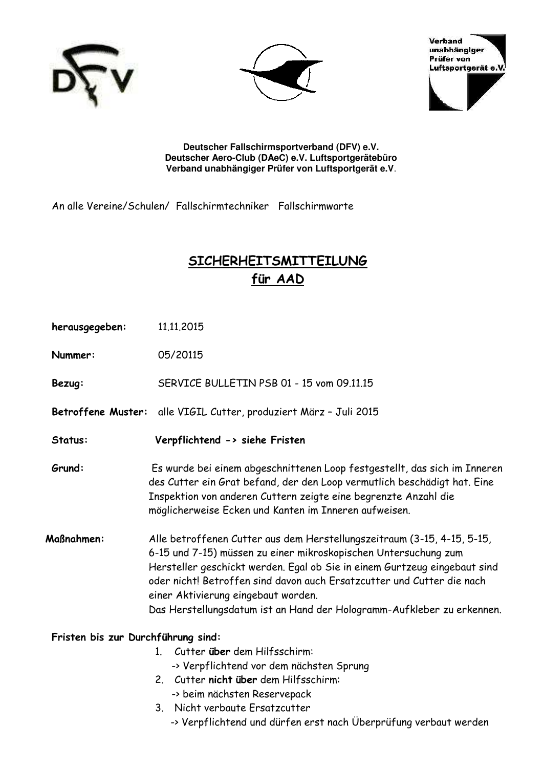Verband unabhängiger Prüfer von Luftsportgerät e.V.

**Deutscher Fallschirmsportverband (DFV) e.V.**
**Deutscher Aero-Club (DAeC) e.V. Luftsportgerätebüro**
**Verband unabhängiger Prüfer von Luftsportgerät e.V.**

An alle Vereine/Schulen/ Fallschirmtechniker Fallschirmwarte

# SICHERHEITSMITTEILUNG für AAD

**herausgegeben:** 11.11.2015

**Nummer:** 05/20115

**Bezug:** SERVICE BULLETIN PSB 01 - 15 vom 09.11.15

**Betroffene Muster:** alle VIGIL Cutter, produziert März – Juli 2015

**Status:** **Verpflichtend -> siehe Fristen**

**Grund:** Es wurde bei einem abgeschnittenen Loop festgestellt, das sich im Inneren des Cutter ein Grat befand, der den Loop vermutlich beschädigt hat. Eine Inspektion von anderen Cuttern zeigte eine begrenzte Anzahl die möglicherweise Ecken und Kanten im Inneren aufweisen.

**Maßnahmen:** Alle betroffenen Cutter aus dem Herstellungszeitraum (3-15, 4-15, 5-15, 6-15 und 7-15) müssen zu einer mikroskopischen Untersuchung zum Hersteller geschickt werden. Egal ob Sie in einem Gurtzeug eingebaut sind oder nicht! Betroffen sind davon auch Ersatzcutter und Cutter die nach einer Aktivierung eingebaut worden.
Das Herstellungsdatum ist an Hand der Hologramm-Aufkleber zu erkennen.

**Fristen bis zur Durchführung sind:**

1. Cutter **über** dem Hilfsschirm:
   -> Verpflichtend vor dem nächsten Sprung
2. Cutter **nicht über** dem Hilfsschirm:
   -> beim nächsten Reservepack
3. Nicht verbaute Ersatzcutter
   -> Verpflichtend und dürfen erst nach Überprüfung verbaut werden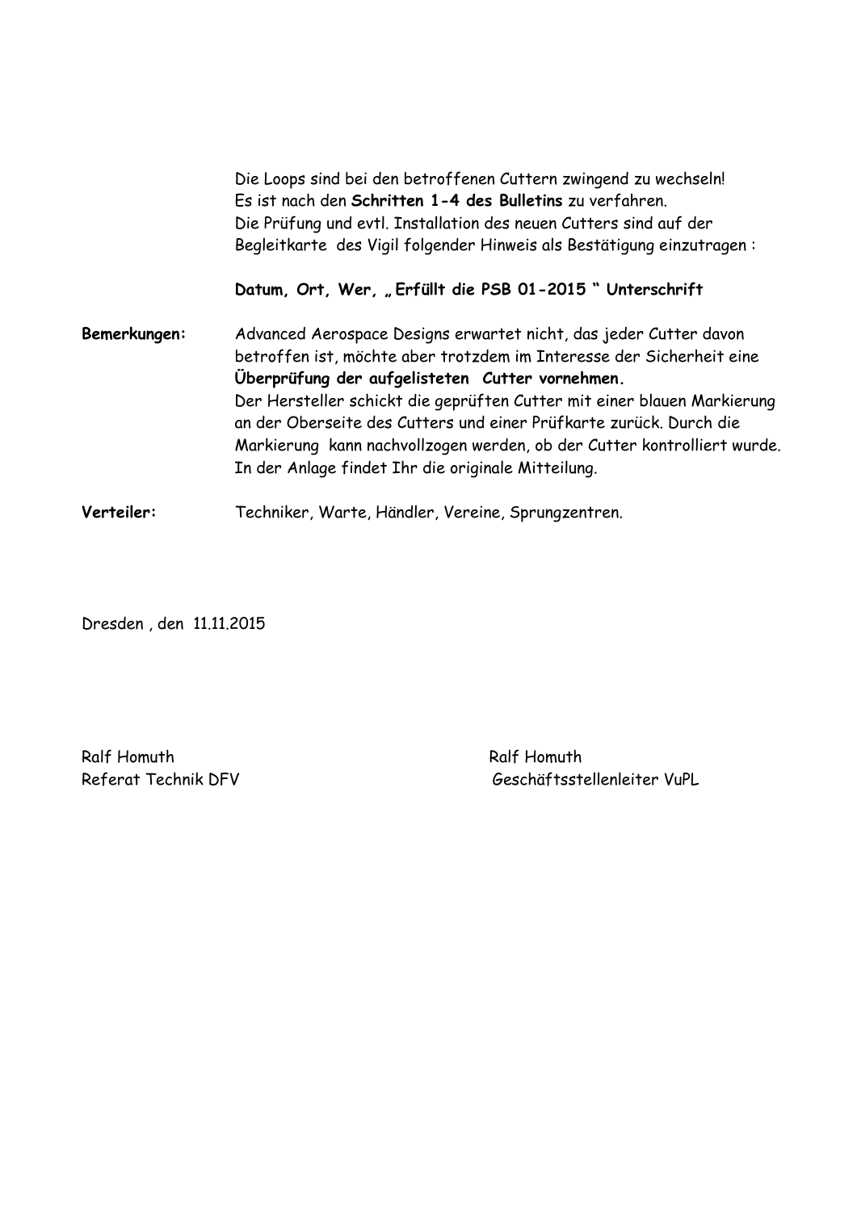Die Loops sind bei den betroffenen Cuttern zwingend zu wechseln!
Es ist nach den **Schritten 1-4 des Bulletins** zu verfahren.
Die Prüfung und evtl. Installation des neuen Cutters sind auf der Begleitkarte des Vigil folgender Hinweis als Bestätigung einzutragen :

**Datum, Ort, Wer, „Erfüllt die PSB 01-2015 " Unterschrift**

**Bemerkungen:** Advanced Aerospace Designs erwartet nicht, das jeder Cutter davon betroffen ist, möchte aber trotzdem im Interesse der Sicherheit eine **Überprüfung der aufgelisteten Cutter vornehmen.**
Der Hersteller schickt die geprüften Cutter mit einer blauen Markierung an der Oberseite des Cutters und einer Prüfkarte zurück. Durch die Markierung kann nachvollzogen werden, ob der Cutter kontrolliert wurde.
In der Anlage findet Ihr die originale Mitteilung.

**Verteiler:** Techniker, Warte, Händler, Vereine, Sprungzentren.

Dresden , den 11.11.2015

Ralf Homuth
Referat Technik DFV

Ralf Homuth
Geschäftsstellenleiter VuPL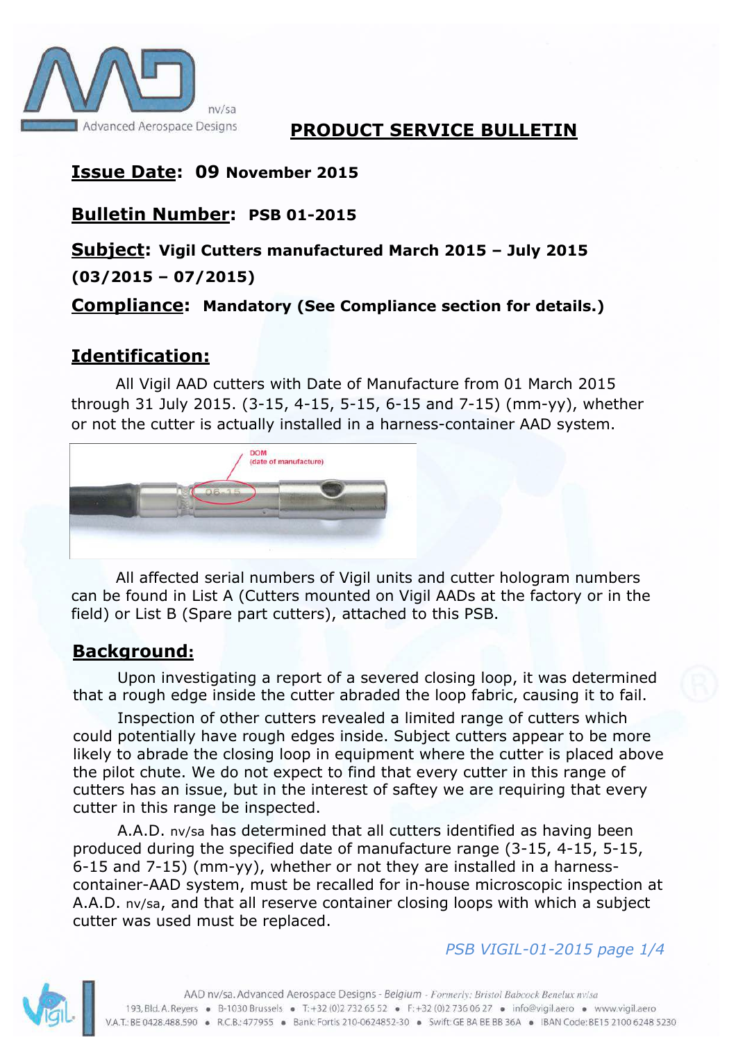# PRODUCT SERVICE BULLETIN

**Issue Date: 09 November 2015**

**Bulletin Number: PSB 01-2015**

**Subject: Vigil Cutters manufactured March 2015 – July 2015 (03/2015 – 07/2015)**

**Compliance: Mandatory (See Compliance section for details.)**

## Identification:

All Vigil AAD cutters with Date of Manufacture from 01 March 2015 through 31 July 2015. (3-15, 4-15, 5-15, 6-15 and 7-15) (mm-yy), whether or not the cutter is actually installed in a harness-container AAD system.

DOM (date of manufacture)

All affected serial numbers of Vigil units and cutter hologram numbers can be found in List A (Cutters mounted on Vigil AADs at the factory or in the field) or List B (Spare part cutters), attached to this PSB.

## Background:

Upon investigating a report of a severed closing loop, it was determined that a rough edge inside the cutter abraded the loop fabric, causing it to fail.

Inspection of other cutters revealed a limited range of cutters which could potentially have rough edges inside. Subject cutters appear to be more likely to abrade the closing loop in equipment where the cutter is placed above the pilot chute. We do not expect to find that every cutter in this range of cutters has an issue, but in the interest of saftey we are requiring that every cutter in this range be inspected.

A.A.D. nv/sa has determined that all cutters identified as having been produced during the specified date of manufacture range (3-15, 4-15, 5-15, 6-15 and 7-15) (mm-yy), whether or not they are installed in a harness-container-AAD system, must be recalled for in-house microscopic inspection at A.A.D. nv/sa, and that all reserve container closing loops with which a subject cutter was used must be replaced.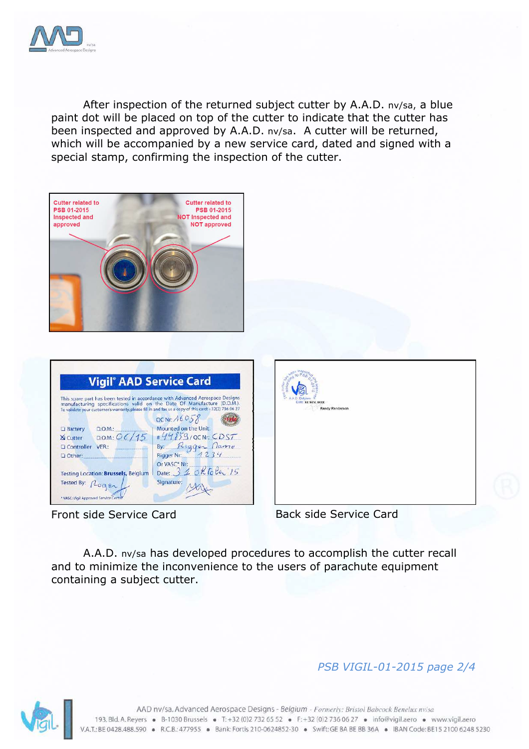After inspection of the returned subject cutter by A.A.D. nv/sa, a blue paint dot will be placed on top of the cutter to indicate that the cutter has been inspected and approved by A.A.D. nv/sa. A cutter will be returned, which will be accompanied by a new service card, dated and signed with a special stamp, confirming the inspection of the cutter.

Front side Service Card

Back side Service Card

A.A.D. nv/sa has developed procedures to accomplish the cutter recall and to minimize the inconvenience to the users of parachute equipment containing a subject cutter.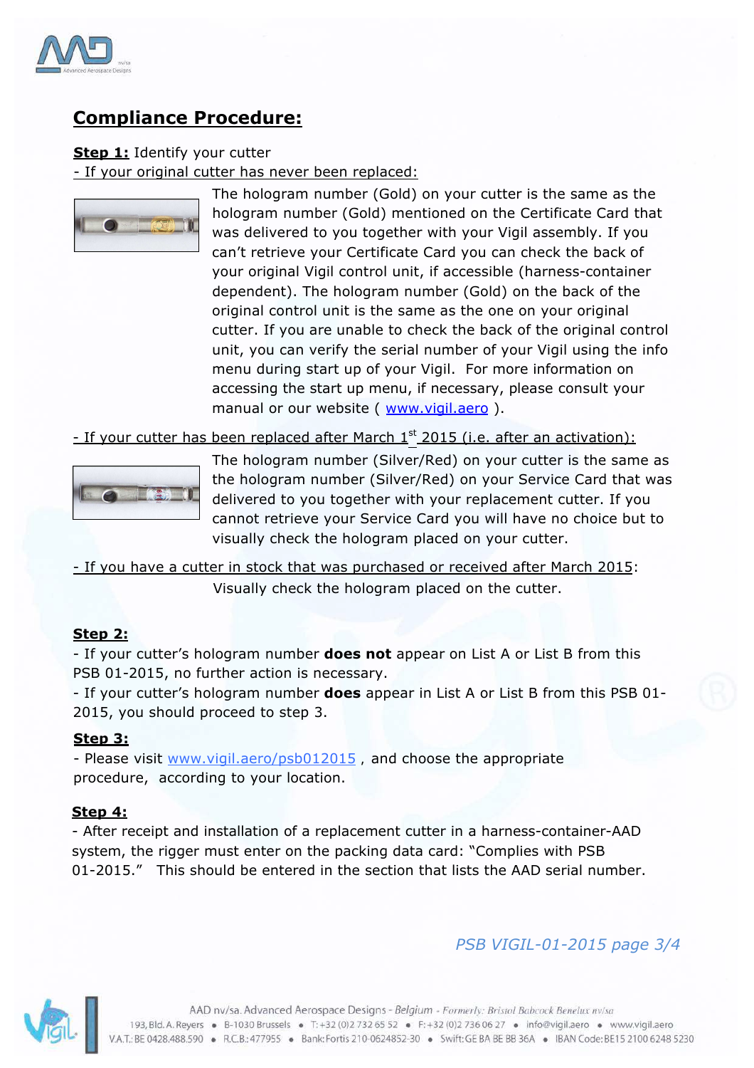## Compliance Procedure:

**Step 1:** Identify your cutter

- If your original cutter has never been replaced:

The hologram number (Gold) on your cutter is the same as the hologram number (Gold) mentioned on the Certificate Card that was delivered to you together with your Vigil assembly. If you can't retrieve your Certificate Card you can check the back of your original Vigil control unit, if accessible (harness-container dependent). The hologram number (Gold) on the back of the original control unit is the same as the one on your original cutter. If you are unable to check the back of the original control unit, you can verify the serial number of your Vigil using the info menu during start up of your Vigil. For more information on accessing the start up menu, if necessary, please consult your manual or our website ( www.vigil.aero ).

- If your cutter has been replaced after March 1st 2015 (i.e. after an activation):

The hologram number (Silver/Red) on your cutter is the same as the hologram number (Silver/Red) on your Service Card that was delivered to you together with your replacement cutter. If you cannot retrieve your Service Card you will have no choice but to visually check the hologram placed on your cutter.

- If you have a cutter in stock that was purchased or received after March 2015:

Visually check the hologram placed on the cutter.

**Step 2:**

- If your cutter's hologram number **does not** appear on List A or List B from this PSB 01-2015, no further action is necessary.
- If your cutter's hologram number **does** appear in List A or List B from this PSB 01-2015, you should proceed to step 3.

**Step 3:**

- Please visit www.vigil.aero/psb012015 , and choose the appropriate procedure, according to your location.

**Step 4:**

- After receipt and installation of a replacement cutter in a harness-container-AAD system, the rigger must enter on the packing data card: "Complies with PSB 01-2015." This should be entered in the section that lists the AAD serial number.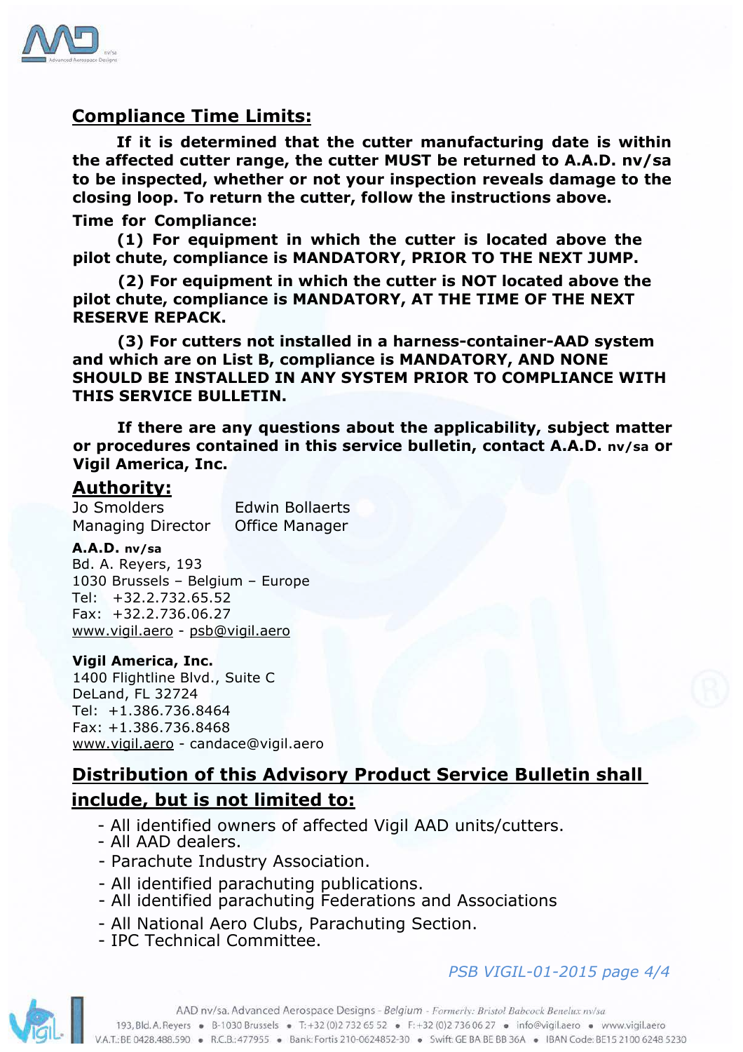## Compliance Time Limits:

**If it is determined that the cutter manufacturing date is within the affected cutter range, the cutter MUST be returned to A.A.D. nv/sa to be inspected, whether or not your inspection reveals damage to the closing loop. To return the cutter, follow the instructions above.**

**Time for Compliance:**

**(1) For equipment in which the cutter is located above the pilot chute, compliance is MANDATORY, PRIOR TO THE NEXT JUMP.**

**(2) For equipment in which the cutter is NOT located above the pilot chute, compliance is MANDATORY, AT THE TIME OF THE NEXT RESERVE REPACK.**

**(3) For cutters not installed in a harness-container-AAD system and which are on List B, compliance is MANDATORY, AND NONE SHOULD BE INSTALLED IN ANY SYSTEM PRIOR TO COMPLIANCE WITH THIS SERVICE BULLETIN.**

**If there are any questions about the applicability, subject matter or procedures contained in this service bulletin, contact A.A.D. nv/sa or Vigil America, Inc.**

## Authority:

Jo Smolders
Managing Director

Edwin Bollaerts
Office Manager

**A.A.D. nv/sa**
Bd. A. Reyers, 193
1030 Brussels – Belgium – Europe
Tel: +32.2.732.65.52
Fax: +32.2.736.06.27
www.vigil.aero - psb@vigil.aero

**Vigil America, Inc.**
1400 Flightline Blvd., Suite C
DeLand, FL 32724
Tel: +1.386.736.8464
Fax: +1.386.736.8468
www.vigil.aero - candace@vigil.aero

## Distribution of this Advisory Product Service Bulletin shall include, but is not limited to:

- All identified owners of affected Vigil AAD units/cutters.
- All AAD dealers.
- Parachute Industry Association.
- All identified parachuting publications.
- All identified parachuting Federations and Associations
- All National Aero Clubs, Parachuting Section.
- IPC Technical Committee.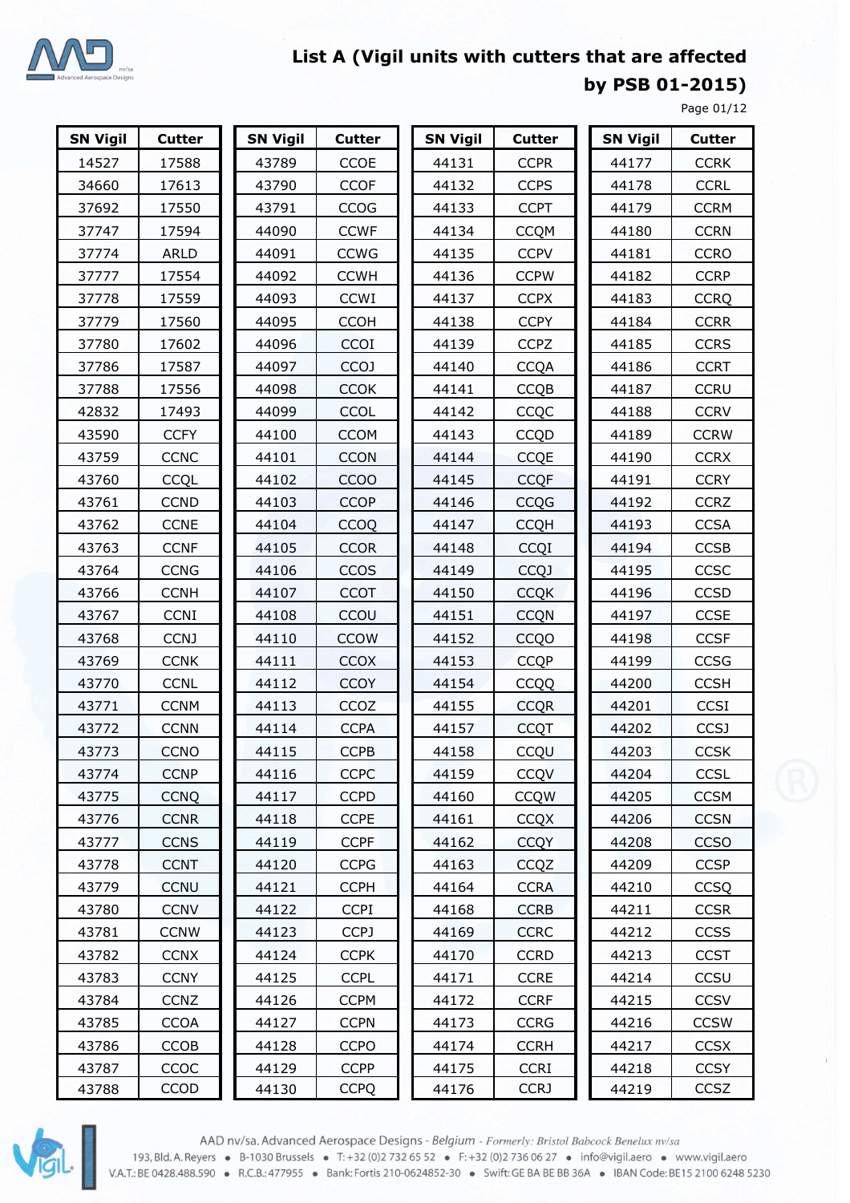# List A (Vigil units with cutters that are affected by PSB 01-2015)

Page 01/12

| SN Vigil | Cutter | SN Vigil | Cutter | SN Vigil | Cutter | SN Vigil | Cutter |
|---|---|---|---|---|---|---|---|
| 14527 | 17588 | 43789 | CCOE | 44131 | CCPR | 44177 | CCRK |
| 34660 | 17613 | 43790 | CCOF | 44132 | CCPS | 44178 | CCRL |
| 37692 | 17550 | 43791 | CCOG | 44133 | CCPT | 44179 | CCRM |
| 37747 | 17594 | 44090 | CCWF | 44134 | CCQM | 44180 | CCRN |
| 37774 | ARLD | 44091 | CCWG | 44135 | CCPV | 44181 | CCRO |
| 37777 | 17554 | 44092 | CCWH | 44136 | CCPW | 44182 | CCRP |
| 37778 | 17559 | 44093 | CCWI | 44137 | CCPX | 44183 | CCRQ |
| 37779 | 17560 | 44095 | CCOH | 44138 | CCPY | 44184 | CCRR |
| 37780 | 17602 | 44096 | CCOI | 44139 | CCPZ | 44185 | CCRS |
| 37786 | 17587 | 44097 | CCOJ | 44140 | CCQA | 44186 | CCRT |
| 37788 | 17556 | 44098 | CCOK | 44141 | CCQB | 44187 | CCRU |
| 42832 | 17493 | 44099 | CCOL | 44142 | CCQC | 44188 | CCRV |
| 43590 | CCFY | 44100 | CCOM | 44143 | CCQD | 44189 | CCRW |
| 43759 | CCNC | 44101 | CCON | 44144 | CCQE | 44190 | CCRX |
| 43760 | CCQL | 44102 | CCOO | 44145 | CCQF | 44191 | CCRY |
| 43761 | CCND | 44103 | CCOP | 44146 | CCQG | 44192 | CCRZ |
| 43762 | CCNE | 44104 | CCOQ | 44147 | CCQH | 44193 | CCSA |
| 43763 | CCNF | 44105 | CCOR | 44148 | CCQI | 44194 | CCSB |
| 43764 | CCNG | 44106 | CCOS | 44149 | CCQJ | 44195 | CCSC |
| 43766 | CCNH | 44107 | CCOT | 44150 | CCQK | 44196 | CCSD |
| 43767 | CCNI | 44108 | CCOU | 44151 | CCQN | 44197 | CCSE |
| 43768 | CCNJ | 44110 | CCOW | 44152 | CCQO | 44198 | CCSF |
| 43769 | CCNK | 44111 | CCOX | 44153 | CCQP | 44199 | CCSG |
| 43770 | CCNL | 44112 | CCOY | 44154 | CCQQ | 44200 | CCSH |
| 43771 | CCNM | 44113 | CCOZ | 44155 | CCQR | 44201 | CCSI |
| 43772 | CCNN | 44114 | CCPA | 44157 | CCQT | 44202 | CCSJ |
| 43773 | CCNO | 44115 | CCPB | 44158 | CCQU | 44203 | CCSK |
| 43774 | CCNP | 44116 | CCPC | 44159 | CCQV | 44204 | CCSL |
| 43775 | CCNQ | 44117 | CCPD | 44160 | CCQW | 44205 | CCSM |
| 43776 | CCNR | 44118 | CCPE | 44161 | CCQX | 44206 | CCSN |
| 43777 | CCNS | 44119 | CCPF | 44162 | CCQY | 44208 | CCSO |
| 43778 | CCNT | 44120 | CCPG | 44163 | CCQZ | 44209 | CCSP |
| 43779 | CCNU | 44121 | CCPH | 44164 | CCRA | 44210 | CCSQ |
| 43780 | CCNV | 44122 | CCPI | 44168 | CCRB | 44211 | CCSR |
| 43781 | CCNW | 44123 | CCPJ | 44169 | CCRC | 44212 | CCSS |
| 43782 | CCNX | 44124 | CCPK | 44170 | CCRD | 44213 | CCST |
| 43783 | CCNY | 44125 | CCPL | 44171 | CCRE | 44214 | CCSU |
| 43784 | CCNZ | 44126 | CCPM | 44172 | CCRF | 44215 | CCSV |
| 43785 | CCOA | 44127 | CCPN | 44173 | CCRG | 44216 | CCSW |
| 43786 | CCOB | 44128 | CCPO | 44174 | CCRH | 44217 | CCSX |
| 43787 | CCOC | 44129 | CCPP | 44175 | CCRI | 44218 | CCSY |
| 43788 | CCOD | 44130 | CCPQ | 44176 | CCRJ | 44219 | CCSZ |

AAD nv/sa. Advanced Aerospace Designs - *Belgium* - *Formerly: Bristol Babcock Benelux nv/sa*
193, Bld. A. Reyers • B-1030 Brussels • T: +32 (0)2 732 65 52 • F: +32 (0)2 736 06 27 • info@vigil.aero • www.vigil.aero
V.A.T.: BE 0428.488.590 • R.C.B.: 477955 • Bank: Fortis 210-0624852-30 • Swift: GE BA BE BB 36A • IBAN Code: BE15 2100 6248 5230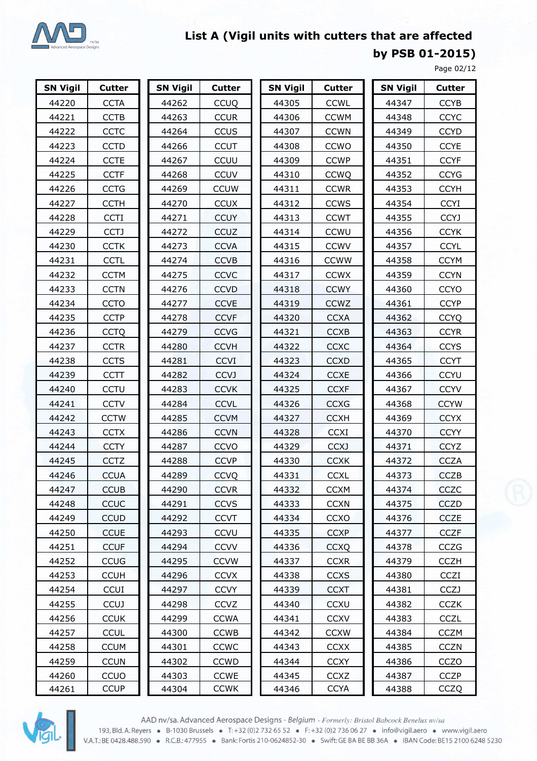# List A (Vigil units with cutters that are affected by PSB 01-2015)

Page 02/12

| SN Vigil | Cutter |
|---|---|
| 44220 | CCTA |
| 44221 | CCTB |
| 44222 | CCTC |
| 44223 | CCTD |
| 44224 | CCTE |
| 44225 | CCTF |
| 44226 | CCTG |
| 44227 | CCTH |
| 44228 | CCTI |
| 44229 | CCTJ |
| 44230 | CCTK |
| 44231 | CCTL |
| 44232 | CCTM |
| 44233 | CCTN |
| 44234 | CCTO |
| 44235 | CCTP |
| 44236 | CCTQ |
| 44237 | CCTR |
| 44238 | CCTS |
| 44239 | CCTT |
| 44240 | CCTU |
| 44241 | CCTV |
| 44242 | CCTW |
| 44243 | CCTX |
| 44244 | CCTY |
| 44245 | CCTZ |
| 44246 | CCUA |
| 44247 | CCUB |
| 44248 | CCUC |
| 44249 | CCUD |
| 44250 | CCUE |
| 44251 | CCUF |
| 44252 | CCUG |
| 44253 | CCUH |
| 44254 | CCUI |
| 44255 | CCUJ |
| 44256 | CCUK |
| 44257 | CCUL |
| 44258 | CCUM |
| 44259 | CCUN |
| 44260 | CCUO |
| 44261 | CCUP |

| SN Vigil | Cutter |
|---|---|
| 44262 | CCUQ |
| 44263 | CCUR |
| 44264 | CCUS |
| 44266 | CCUT |
| 44267 | CCUU |
| 44268 | CCUV |
| 44269 | CCUW |
| 44270 | CCUX |
| 44271 | CCUY |
| 44272 | CCUZ |
| 44273 | CCVA |
| 44274 | CCVB |
| 44275 | CCVC |
| 44276 | CCVD |
| 44277 | CCVE |
| 44278 | CCVF |
| 44279 | CCVG |
| 44280 | CCVH |
| 44281 | CCVI |
| 44282 | CCVJ |
| 44283 | CCVK |
| 44284 | CCVL |
| 44285 | CCVM |
| 44286 | CCVN |
| 44287 | CCVO |
| 44288 | CCVP |
| 44289 | CCVQ |
| 44290 | CCVR |
| 44291 | CCVS |
| 44292 | CCVT |
| 44293 | CCVU |
| 44294 | CCVV |
| 44295 | CCVW |
| 44296 | CCVX |
| 44297 | CCVY |
| 44298 | CCVZ |
| 44299 | CCWA |
| 44300 | CCWB |
| 44301 | CCWC |
| 44302 | CCWD |
| 44303 | CCWE |
| 44304 | CCWK |

| SN Vigil | Cutter |
|---|---|
| 44305 | CCWL |
| 44306 | CCWM |
| 44307 | CCWN |
| 44308 | CCWO |
| 44309 | CCWP |
| 44310 | CCWQ |
| 44311 | CCWR |
| 44312 | CCWS |
| 44313 | CCWT |
| 44314 | CCWU |
| 44315 | CCWV |
| 44316 | CCWW |
| 44317 | CCWX |
| 44318 | CCWY |
| 44319 | CCWZ |
| 44320 | CCXA |
| 44321 | CCXB |
| 44322 | CCXC |
| 44323 | CCXD |
| 44324 | CCXE |
| 44325 | CCXF |
| 44326 | CCXG |
| 44327 | CCXH |
| 44328 | CCXI |
| 44329 | CCXJ |
| 44330 | CCXK |
| 44331 | CCXL |
| 44332 | CCXM |
| 44333 | CCXN |
| 44334 | CCXO |
| 44335 | CCXP |
| 44336 | CCXQ |
| 44337 | CCXR |
| 44338 | CCXS |
| 44339 | CCXT |
| 44340 | CCXU |
| 44341 | CCXV |
| 44342 | CCXW |
| 44343 | CCXX |
| 44344 | CCXY |
| 44345 | CCXZ |
| 44346 | CCYA |

| SN Vigil | Cutter |
|---|---|
| 44347 | CCYB |
| 44348 | CCYC |
| 44349 | CCYD |
| 44350 | CCYE |
| 44351 | CCYF |
| 44352 | CCYG |
| 44353 | CCYH |
| 44354 | CCYI |
| 44355 | CCYJ |
| 44356 | CCYK |
| 44357 | CCYL |
| 44358 | CCYM |
| 44359 | CCYN |
| 44360 | CCYO |
| 44361 | CCYP |
| 44362 | CCYQ |
| 44363 | CCYR |
| 44364 | CCYS |
| 44365 | CCYT |
| 44366 | CCYU |
| 44367 | CCYV |
| 44368 | CCYW |
| 44369 | CCYX |
| 44370 | CCYY |
| 44371 | CCYZ |
| 44372 | CCZA |
| 44373 | CCZB |
| 44374 | CCZC |
| 44375 | CCZD |
| 44376 | CCZE |
| 44377 | CCZF |
| 44378 | CCZG |
| 44379 | CCZH |
| 44380 | CCZI |
| 44381 | CCZJ |
| 44382 | CCZK |
| 44383 | CCZL |
| 44384 | CCZM |
| 44385 | CCZN |
| 44386 | CCZO |
| 44387 | CCZP |
| 44388 | CCZQ |

AAD nv/sa. Advanced Aerospace Designs - *Belgium* - *Formerly: Bristol Babcock Benelux nv/sa*
193, Bld. A. Reyers • B-1030 Brussels • T: +32 (0)2 732 65 52 • F: +32 (0)2 736 06 27 • info@vigil.aero • www.vigil.aero
V.A.T.: BE 0428.488.590 • R.C.B.: 477955 • Bank: Fortis 210-0624852-30 • Swift: GE BA BE BB 36A • IBAN Code: BE15 2100 6248 5230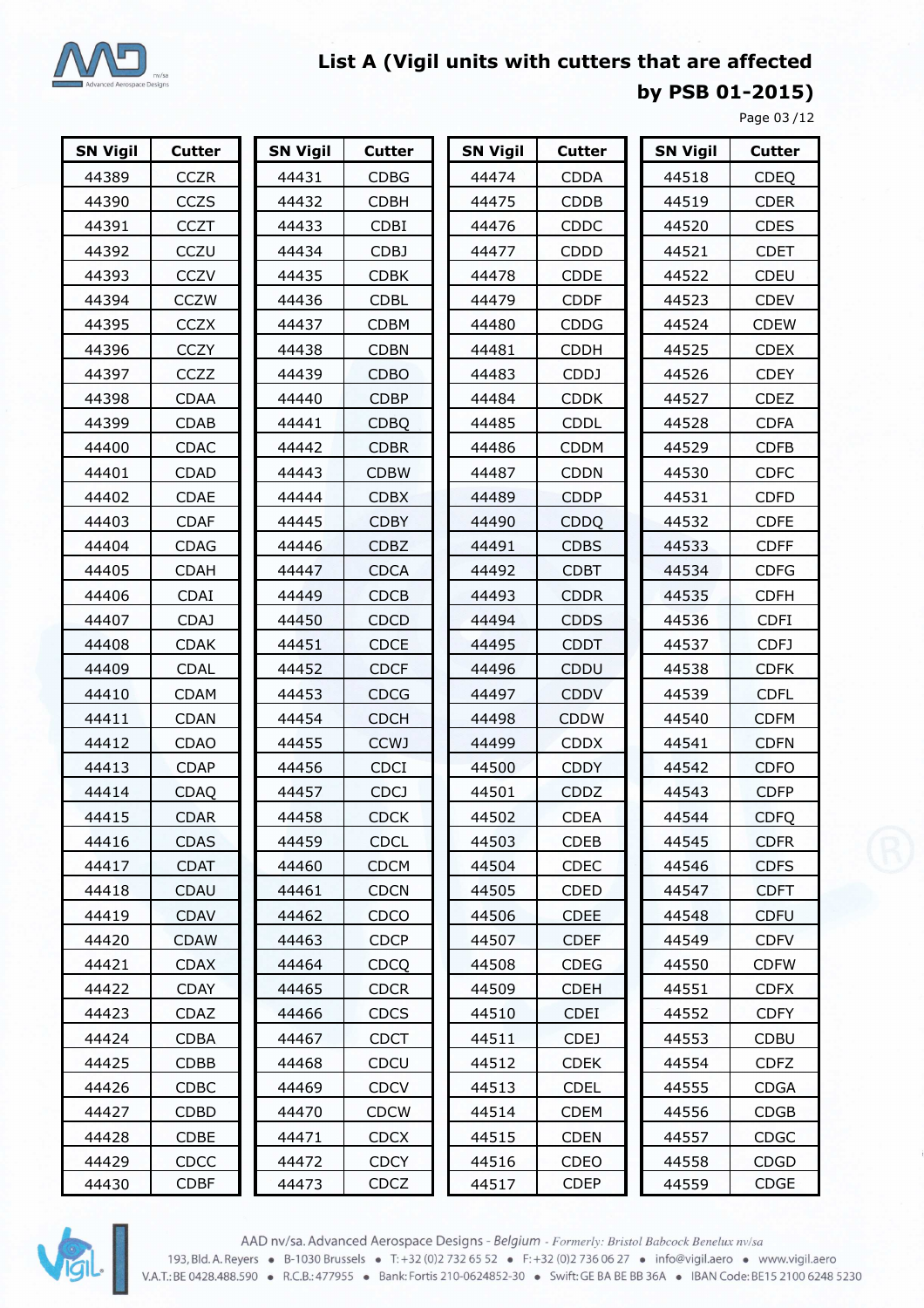## List A (Vigil units with cutters that are affected by PSB 01-2015)

| SN Vigil | Cutter | SN Vigil | Cutter | SN Vigil | Cutter | SN Vigil | Cutter |
|---|---|---|---|---|---|---|---|
| 44389 | CCZR | 44431 | CDBG | 44474 | CDDA | 44518 | CDEQ |
| 44390 | CCZS | 44432 | CDBH | 44475 | CDDB | 44519 | CDER |
| 44391 | CCZT | 44433 | CDBI | 44476 | CDDC | 44520 | CDES |
| 44392 | CCZU | 44434 | CDBJ | 44477 | CDDD | 44521 | CDET |
| 44393 | CCZV | 44435 | CDBK | 44478 | CDDE | 44522 | CDEU |
| 44394 | CCZW | 44436 | CDBL | 44479 | CDDF | 44523 | CDEV |
| 44395 | CCZX | 44437 | CDBM | 44480 | CDDG | 44524 | CDEW |
| 44396 | CCZY | 44438 | CDBN | 44481 | CDDH | 44525 | CDEX |
| 44397 | CCZZ | 44439 | CDBO | 44483 | CDDJ | 44526 | CDEY |
| 44398 | CDAA | 44440 | CDBP | 44484 | CDDK | 44527 | CDEZ |
| 44399 | CDAB | 44441 | CDBQ | 44485 | CDDL | 44528 | CDFA |
| 44400 | CDAC | 44442 | CDBR | 44486 | CDDM | 44529 | CDFB |
| 44401 | CDAD | 44443 | CDBW | 44487 | CDDN | 44530 | CDFC |
| 44402 | CDAE | 44444 | CDBX | 44489 | CDDP | 44531 | CDFD |
| 44403 | CDAF | 44445 | CDBY | 44490 | CDDQ | 44532 | CDFE |
| 44404 | CDAG | 44446 | CDBZ | 44491 | CDBS | 44533 | CDFF |
| 44405 | CDAH | 44447 | CDCA | 44492 | CDBT | 44534 | CDFG |
| 44406 | CDAI | 44449 | CDCB | 44493 | CDDR | 44535 | CDFH |
| 44407 | CDAJ | 44450 | CDCD | 44494 | CDDS | 44536 | CDFI |
| 44408 | CDAK | 44451 | CDCE | 44495 | CDDT | 44537 | CDFJ |
| 44409 | CDAL | 44452 | CDCF | 44496 | CDDU | 44538 | CDFK |
| 44410 | CDAM | 44453 | CDCG | 44497 | CDDV | 44539 | CDFL |
| 44411 | CDAN | 44454 | CDCH | 44498 | CDDW | 44540 | CDFM |
| 44412 | CDAO | 44455 | CCWJ | 44499 | CDDX | 44541 | CDFN |
| 44413 | CDAP | 44456 | CDCI | 44500 | CDDY | 44542 | CDFO |
| 44414 | CDAQ | 44457 | CDCJ | 44501 | CDDZ | 44543 | CDFP |
| 44415 | CDAR | 44458 | CDCK | 44502 | CDEA | 44544 | CDFQ |
| 44416 | CDAS | 44459 | CDCL | 44503 | CDEB | 44545 | CDFR |
| 44417 | CDAT | 44460 | CDCM | 44504 | CDEC | 44546 | CDFS |
| 44418 | CDAU | 44461 | CDCN | 44505 | CDED | 44547 | CDFT |
| 44419 | CDAV | 44462 | CDCO | 44506 | CDEE | 44548 | CDFU |
| 44420 | CDAW | 44463 | CDCP | 44507 | CDEF | 44549 | CDFV |
| 44421 | CDAX | 44464 | CDCQ | 44508 | CDEG | 44550 | CDFW |
| 44422 | CDAY | 44465 | CDCR | 44509 | CDEH | 44551 | CDFX |
| 44423 | CDAZ | 44466 | CDCS | 44510 | CDEI | 44552 | CDFY |
| 44424 | CDBA | 44467 | CDCT | 44511 | CDEJ | 44553 | CDBU |
| 44425 | CDBB | 44468 | CDCU | 44512 | CDEK | 44554 | CDFZ |
| 44426 | CDBC | 44469 | CDCV | 44513 | CDEL | 44555 | CDGA |
| 44427 | CDBD | 44470 | CDCW | 44514 | CDEM | 44556 | CDGB |
| 44428 | CDBE | 44471 | CDCX | 44515 | CDEN | 44557 | CDGC |
| 44429 | CDCC | 44472 | CDCY | 44516 | CDEO | 44558 | CDGD |
| 44430 | CDBF | 44473 | CDCZ | 44517 | CDEP | 44559 | CDGE |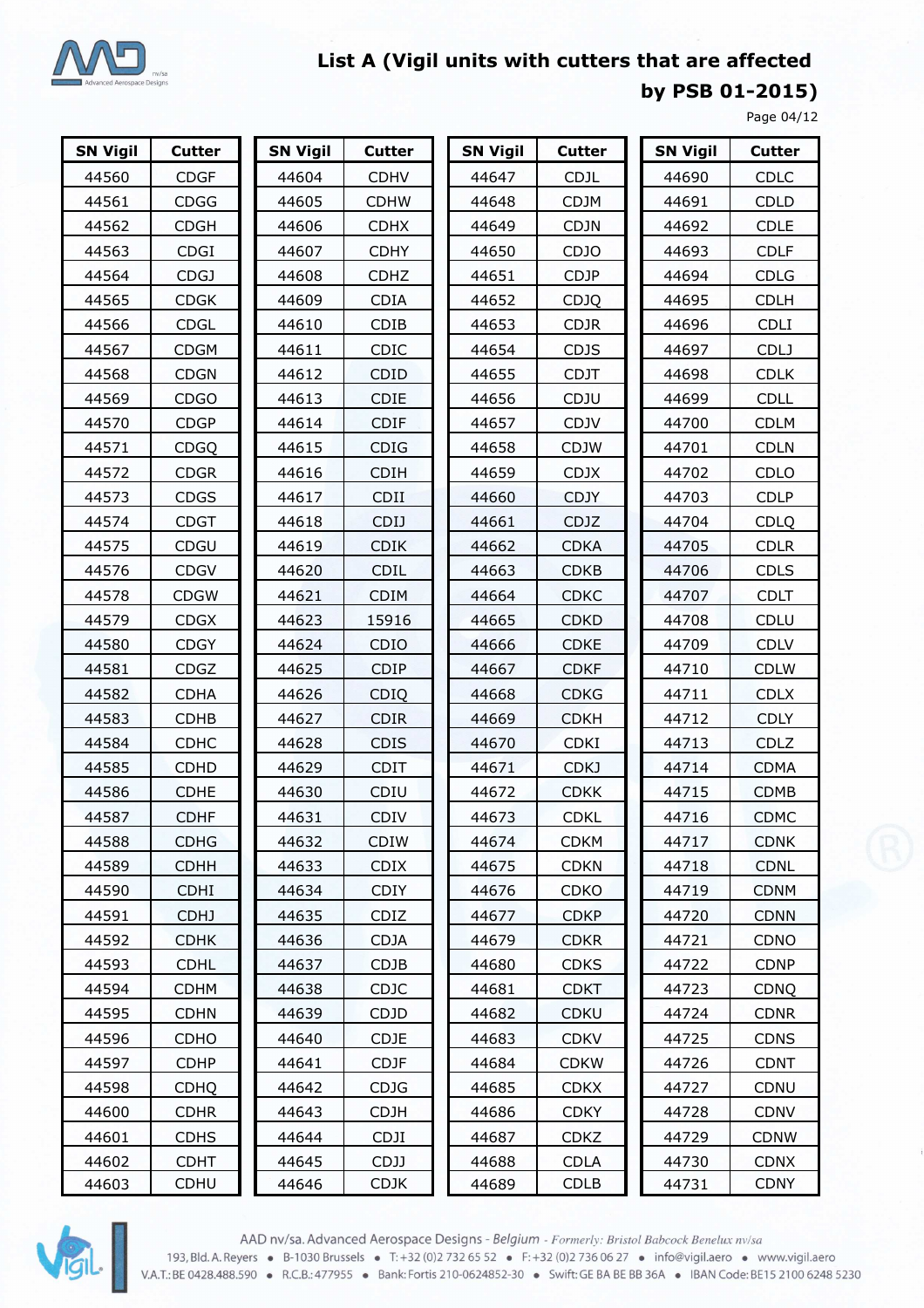# List A (Vigil units with cutters that are affected by PSB 01-2015)

Page 04/12

| SN Vigil | Cutter | SN Vigil | Cutter | SN Vigil | Cutter | SN Vigil | Cutter |
|---|---|---|---|---|---|---|---|
| 44560 | CDGF | 44604 | CDHV | 44647 | CDJL | 44690 | CDLC |
| 44561 | CDGG | 44605 | CDHW | 44648 | CDJM | 44691 | CDLD |
| 44562 | CDGH | 44606 | CDHX | 44649 | CDJN | 44692 | CDLE |
| 44563 | CDGI | 44607 | CDHY | 44650 | CDJO | 44693 | CDLF |
| 44564 | CDGJ | 44608 | CDHZ | 44651 | CDJP | 44694 | CDLG |
| 44565 | CDGK | 44609 | CDIA | 44652 | CDJQ | 44695 | CDLH |
| 44566 | CDGL | 44610 | CDIB | 44653 | CDJR | 44696 | CDLI |
| 44567 | CDGM | 44611 | CDIC | 44654 | CDJS | 44697 | CDLJ |
| 44568 | CDGN | 44612 | CDID | 44655 | CDJT | 44698 | CDLK |
| 44569 | CDGO | 44613 | CDIE | 44656 | CDJU | 44699 | CDLL |
| 44570 | CDGP | 44614 | CDIF | 44657 | CDJV | 44700 | CDLM |
| 44571 | CDGQ | 44615 | CDIG | 44658 | CDJW | 44701 | CDLN |
| 44572 | CDGR | 44616 | CDIH | 44659 | CDJX | 44702 | CDLO |
| 44573 | CDGS | 44617 | CDII | 44660 | CDJY | 44703 | CDLP |
| 44574 | CDGT | 44618 | CDIJ | 44661 | CDJZ | 44704 | CDLQ |
| 44575 | CDGU | 44619 | CDIK | 44662 | CDKA | 44705 | CDLR |
| 44576 | CDGV | 44620 | CDIL | 44663 | CDKB | 44706 | CDLS |
| 44578 | CDGW | 44621 | CDIM | 44664 | CDKC | 44707 | CDLT |
| 44579 | CDGX | 44623 | 15916 | 44665 | CDKD | 44708 | CDLU |
| 44580 | CDGY | 44624 | CDIO | 44666 | CDKE | 44709 | CDLV |
| 44581 | CDGZ | 44625 | CDIP | 44667 | CDKF | 44710 | CDLW |
| 44582 | CDHA | 44626 | CDIQ | 44668 | CDKG | 44711 | CDLX |
| 44583 | CDHB | 44627 | CDIR | 44669 | CDKH | 44712 | CDLY |
| 44584 | CDHC | 44628 | CDIS | 44670 | CDKI | 44713 | CDLZ |
| 44585 | CDHD | 44629 | CDIT | 44671 | CDKJ | 44714 | CDMA |
| 44586 | CDHE | 44630 | CDIU | 44672 | CDKK | 44715 | CDMB |
| 44587 | CDHF | 44631 | CDIV | 44673 | CDKL | 44716 | CDMC |
| 44588 | CDHG | 44632 | CDIW | 44674 | CDKM | 44717 | CDNK |
| 44589 | CDHH | 44633 | CDIX | 44675 | CDKN | 44718 | CDNL |
| 44590 | CDHI | 44634 | CDIY | 44676 | CDKO | 44719 | CDNM |
| 44591 | CDHJ | 44635 | CDIZ | 44677 | CDKP | 44720 | CDNN |
| 44592 | CDHK | 44636 | CDJA | 44679 | CDKR | 44721 | CDNO |
| 44593 | CDHL | 44637 | CDJB | 44680 | CDKS | 44722 | CDNP |
| 44594 | CDHM | 44638 | CDJC | 44681 | CDKT | 44723 | CDNQ |
| 44595 | CDHN | 44639 | CDJD | 44682 | CDKU | 44724 | CDNR |
| 44596 | CDHO | 44640 | CDJE | 44683 | CDKV | 44725 | CDNS |
| 44597 | CDHP | 44641 | CDJF | 44684 | CDKW | 44726 | CDNT |
| 44598 | CDHQ | 44642 | CDJG | 44685 | CDKX | 44727 | CDNU |
| 44600 | CDHR | 44643 | CDJH | 44686 | CDKY | 44728 | CDNV |
| 44601 | CDHS | 44644 | CDJI | 44687 | CDKZ | 44729 | CDNW |
| 44602 | CDHT | 44645 | CDJJ | 44688 | CDLA | 44730 | CDNX |
| 44603 | CDHU | 44646 | CDJK | 44689 | CDLB | 44731 | CDNY |

AAD nv/sa. Advanced Aerospace Designs - *Belgium* - *Formerly: Bristol Babcock Benelux nv/sa*
193, Bld. A. Reyers • B-1030 Brussels • T: +32 (0)2 732 65 52 • F: +32 (0)2 736 06 27 • info@vigil.aero • www.vigil.aero
V.A.T.: BE 0428.488.590 • R.C.B.: 477955 • Bank: Fortis 210-0624852-30 • Swift: GE BA BE BB 36A • IBAN Code: BE15 2100 6248 5230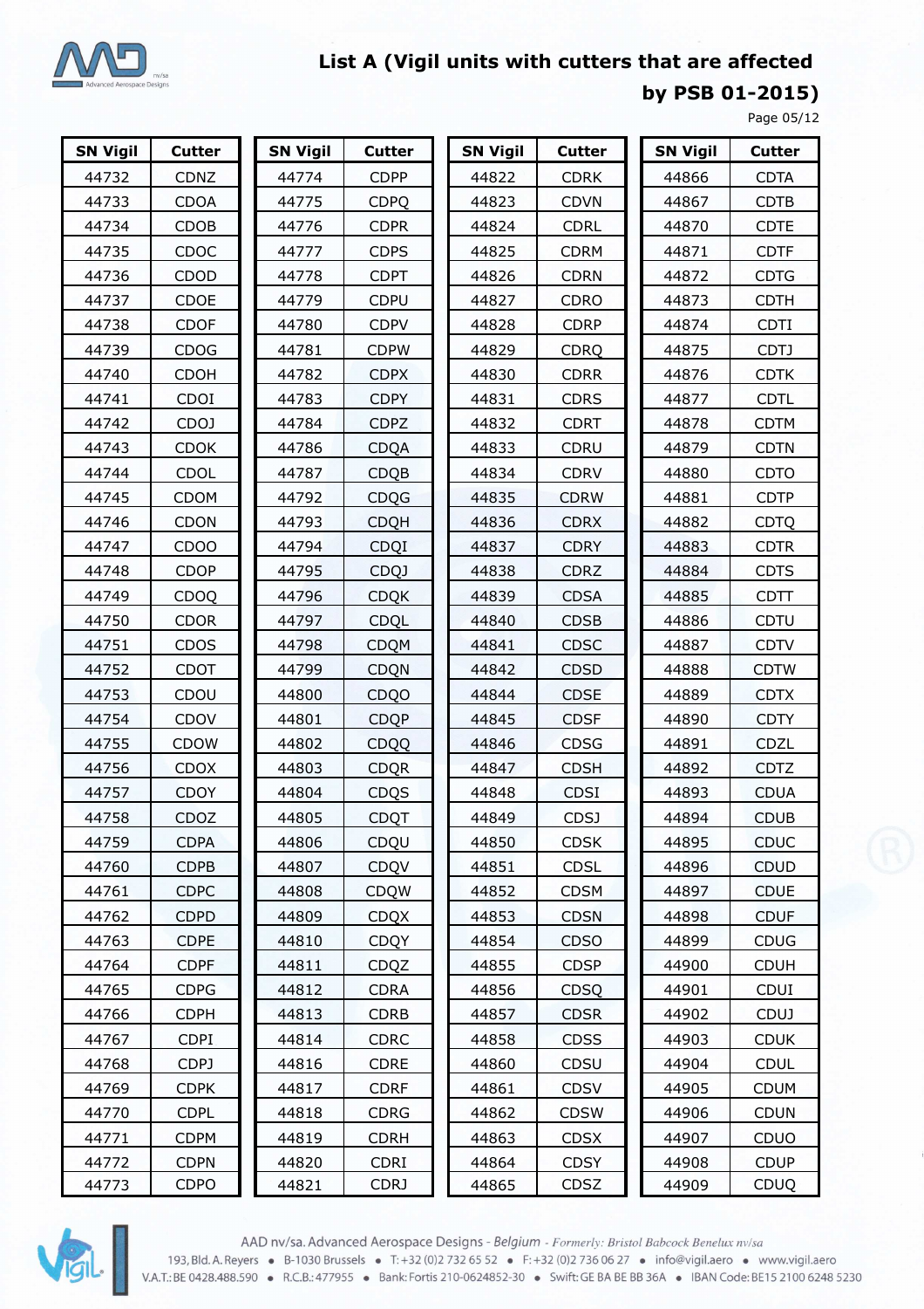## List A (Vigil units with cutters that are affected by PSB 01-2015)

Page 05/12

| SN Vigil | Cutter | SN Vigil | Cutter | SN Vigil | Cutter | SN Vigil | Cutter |
|---|---|---|---|---|---|---|---|
| 44732 | CDNZ | 44774 | CDPP | 44822 | CDRK | 44866 | CDTA |
| 44733 | CDOA | 44775 | CDPQ | 44823 | CDVN | 44867 | CDTB |
| 44734 | CDOB | 44776 | CDPR | 44824 | CDRL | 44870 | CDTE |
| 44735 | CDOC | 44777 | CDPS | 44825 | CDRM | 44871 | CDTF |
| 44736 | CDOD | 44778 | CDPT | 44826 | CDRN | 44872 | CDTG |
| 44737 | CDOE | 44779 | CDPU | 44827 | CDRO | 44873 | CDTH |
| 44738 | CDOF | 44780 | CDPV | 44828 | CDRP | 44874 | CDTI |
| 44739 | CDOG | 44781 | CDPW | 44829 | CDRQ | 44875 | CDTJ |
| 44740 | CDOH | 44782 | CDPX | 44830 | CDRR | 44876 | CDTK |
| 44741 | CDOI | 44783 | CDPY | 44831 | CDRS | 44877 | CDTL |
| 44742 | CDOJ | 44784 | CDPZ | 44832 | CDRT | 44878 | CDTM |
| 44743 | CDOK | 44786 | CDQA | 44833 | CDRU | 44879 | CDTN |
| 44744 | CDOL | 44787 | CDQB | 44834 | CDRV | 44880 | CDTO |
| 44745 | CDOM | 44792 | CDQG | 44835 | CDRW | 44881 | CDTP |
| 44746 | CDON | 44793 | CDQH | 44836 | CDRX | 44882 | CDTQ |
| 44747 | CDOO | 44794 | CDQI | 44837 | CDRY | 44883 | CDTR |
| 44748 | CDOP | 44795 | CDQJ | 44838 | CDRZ | 44884 | CDTS |
| 44749 | CDOQ | 44796 | CDQK | 44839 | CDSA | 44885 | CDTT |
| 44750 | CDOR | 44797 | CDQL | 44840 | CDSB | 44886 | CDTU |
| 44751 | CDOS | 44798 | CDQM | 44841 | CDSC | 44887 | CDTV |
| 44752 | CDOT | 44799 | CDQN | 44842 | CDSD | 44888 | CDTW |
| 44753 | CDOU | 44800 | CDQO | 44844 | CDSE | 44889 | CDTX |
| 44754 | CDOV | 44801 | CDQP | 44845 | CDSF | 44890 | CDTY |
| 44755 | CDOW | 44802 | CDQQ | 44846 | CDSG | 44891 | CDZL |
| 44756 | CDOX | 44803 | CDQR | 44847 | CDSH | 44892 | CDTZ |
| 44757 | CDOY | 44804 | CDQS | 44848 | CDSI | 44893 | CDUA |
| 44758 | CDOZ | 44805 | CDQT | 44849 | CDSJ | 44894 | CDUB |
| 44759 | CDPA | 44806 | CDQU | 44850 | CDSK | 44895 | CDUC |
| 44760 | CDPB | 44807 | CDQV | 44851 | CDSL | 44896 | CDUD |
| 44761 | CDPC | 44808 | CDQW | 44852 | CDSM | 44897 | CDUE |
| 44762 | CDPD | 44809 | CDQX | 44853 | CDSN | 44898 | CDUF |
| 44763 | CDPE | 44810 | CDQY | 44854 | CDSO | 44899 | CDUG |
| 44764 | CDPF | 44811 | CDQZ | 44855 | CDSP | 44900 | CDUH |
| 44765 | CDPG | 44812 | CDRA | 44856 | CDSQ | 44901 | CDUI |
| 44766 | CDPH | 44813 | CDRB | 44857 | CDSR | 44902 | CDUJ |
| 44767 | CDPI | 44814 | CDRC | 44858 | CDSS | 44903 | CDUK |
| 44768 | CDPJ | 44816 | CDRE | 44860 | CDSU | 44904 | CDUL |
| 44769 | CDPK | 44817 | CDRF | 44861 | CDSV | 44905 | CDUM |
| 44770 | CDPL | 44818 | CDRG | 44862 | CDSW | 44906 | CDUN |
| 44771 | CDPM | 44819 | CDRH | 44863 | CDSX | 44907 | CDUO |
| 44772 | CDPN | 44820 | CDRI | 44864 | CDSY | 44908 | CDUP |
| 44773 | CDPO | 44821 | CDRJ | 44865 | CDSZ | 44909 | CDUQ |

AAD nv/sa. Advanced Aerospace Designs - *Belgium* - *Formerly: Bristol Babcock Benelux nv/sa*
193, Bld. A. Reyers • B-1030 Brussels • T: +32 (0)2 732 65 52 • F: +32 (0)2 736 06 27 • info@vigil.aero • www.vigil.aero
V.A.T.: BE 0428.488.590 • R.C.B.: 477955 • Bank: Fortis 210-0624852-30 • Swift: GE BA BE BB 36A • IBAN Code: BE15 2100 6248 5230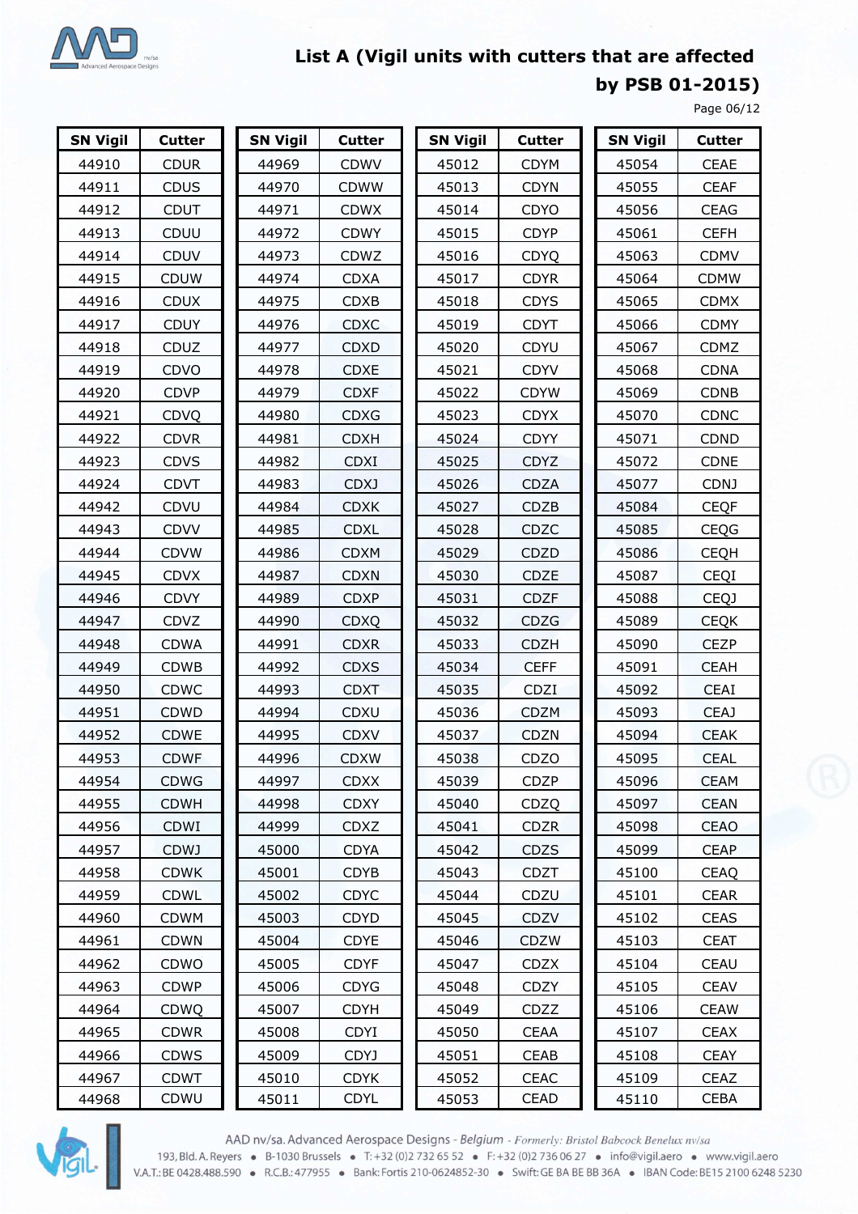# List A (Vigil units with cutters that are affected by PSB 01-2015)

| SN Vigil | Cutter |
|---|---|
| 44910 | CDUR |
| 44911 | CDUS |
| 44912 | CDUT |
| 44913 | CDUU |
| 44914 | CDUV |
| 44915 | CDUW |
| 44916 | CDUX |
| 44917 | CDUY |
| 44918 | CDUZ |
| 44919 | CDVO |
| 44920 | CDVP |
| 44921 | CDVQ |
| 44922 | CDVR |
| 44923 | CDVS |
| 44924 | CDVT |
| 44942 | CDVU |
| 44943 | CDVV |
| 44944 | CDVW |
| 44945 | CDVX |
| 44946 | CDVY |
| 44947 | CDVZ |
| 44948 | CDWA |
| 44949 | CDWB |
| 44950 | CDWC |
| 44951 | CDWD |
| 44952 | CDWE |
| 44953 | CDWF |
| 44954 | CDWG |
| 44955 | CDWH |
| 44956 | CDWI |
| 44957 | CDWJ |
| 44958 | CDWK |
| 44959 | CDWL |
| 44960 | CDWM |
| 44961 | CDWN |
| 44962 | CDWO |
| 44963 | CDWP |
| 44964 | CDWQ |
| 44965 | CDWR |
| 44966 | CDWS |
| 44967 | CDWT |
| 44968 | CDWU |
| 44969 | CDWV |
| 44970 | CDWW |
| 44971 | CDWX |
| 44972 | CDWY |
| 44973 | CDWZ |
| 44974 | CDXA |
| 44975 | CDXB |
| 44976 | CDXC |
| 44977 | CDXD |
| 44978 | CDXE |
| 44979 | CDXF |
| 44980 | CDXG |
| 44981 | CDXH |
| 44982 | CDXI |
| 44983 | CDXJ |
| 44984 | CDXK |
| 44985 | CDXL |
| 44986 | CDXM |
| 44987 | CDXN |
| 44989 | CDXP |
| 44990 | CDXQ |
| 44991 | CDXR |
| 44992 | CDXS |
| 44993 | CDXT |
| 44994 | CDXU |
| 44995 | CDXV |
| 44996 | CDXW |
| 44997 | CDXX |
| 44998 | CDXY |
| 44999 | CDXZ |
| 45000 | CDYA |
| 45001 | CDYB |
| 45002 | CDYC |
| 45003 | CDYD |
| 45004 | CDYE |
| 45005 | CDYF |
| 45006 | CDYG |
| 45007 | CDYH |
| 45008 | CDYI |
| 45009 | CDYJ |
| 45010 | CDYK |
| 45011 | CDYL |
| 45012 | CDYM |
| 45013 | CDYN |
| 45014 | CDYO |
| 45015 | CDYP |
| 45016 | CDYQ |
| 45017 | CDYR |
| 45018 | CDYS |
| 45019 | CDYT |
| 45020 | CDYU |
| 45021 | CDYV |
| 45022 | CDYW |
| 45023 | CDYX |
| 45024 | CDYY |
| 45025 | CDYZ |
| 45026 | CDZA |
| 45027 | CDZB |
| 45028 | CDZC |
| 45029 | CDZD |
| 45030 | CDZE |
| 45031 | CDZF |
| 45032 | CDZG |
| 45033 | CDZH |
| 45034 | CEFF |
| 45035 | CDZI |
| 45036 | CDZM |
| 45037 | CDZN |
| 45038 | CDZO |
| 45039 | CDZP |
| 45040 | CDZQ |
| 45041 | CDZR |
| 45042 | CDZS |
| 45043 | CDZT |
| 45044 | CDZU |
| 45045 | CDZV |
| 45046 | CDZW |
| 45047 | CDZX |
| 45048 | CDZY |
| 45049 | CDZZ |
| 45050 | CEAA |
| 45051 | CEAB |
| 45052 | CEAC |
| 45053 | CEAD |
| 45054 | CEAE |
| 45055 | CEAF |
| 45056 | CEAG |
| 45061 | CEFH |
| 45063 | CDMV |
| 45064 | CDMW |
| 45065 | CDMX |
| 45066 | CDMY |
| 45067 | CDMZ |
| 45068 | CDNA |
| 45069 | CDNB |
| 45070 | CDNC |
| 45071 | CDND |
| 45072 | CDNE |
| 45077 | CDNJ |
| 45084 | CEQF |
| 45085 | CEQG |
| 45086 | CEQH |
| 45087 | CEQI |
| 45088 | CEQJ |
| 45089 | CEQK |
| 45090 | CEZP |
| 45091 | CEAH |
| 45092 | CEAI |
| 45093 | CEAJ |
| 45094 | CEAK |
| 45095 | CEAL |
| 45096 | CEAM |
| 45097 | CEAN |
| 45098 | CEAO |
| 45099 | CEAP |
| 45100 | CEAQ |
| 45101 | CEAR |
| 45102 | CEAS |
| 45103 | CEAT |
| 45104 | CEAU |
| 45105 | CEAV |
| 45106 | CEAW |
| 45107 | CEAX |
| 45108 | CEAY |
| 45109 | CEAZ |
| 45110 | CEBA |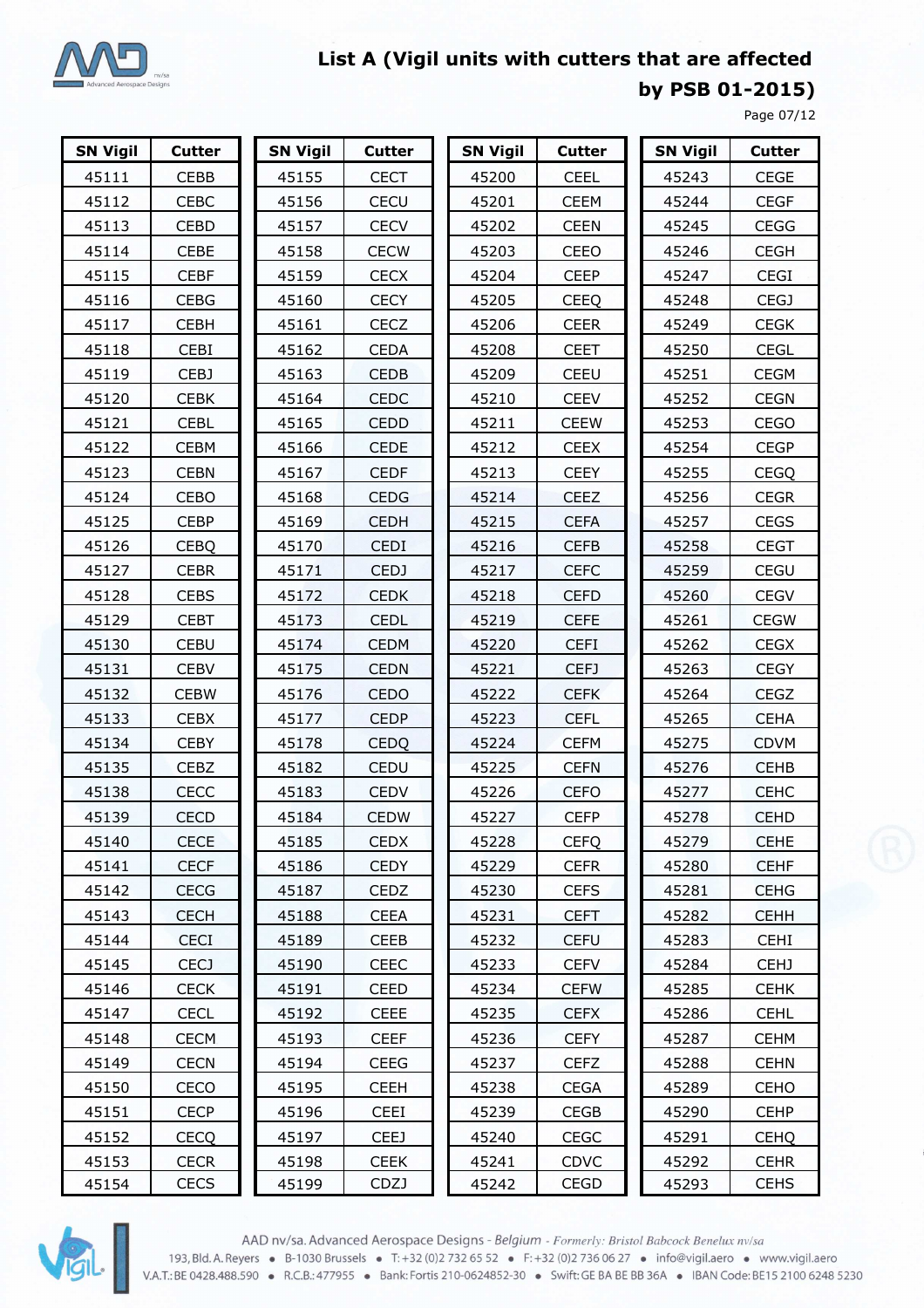## List A (Vigil units with cutters that are affected by PSB 01-2015)

Page 07/12

| SN Vigil | Cutter | SN Vigil | Cutter | SN Vigil | Cutter | SN Vigil | Cutter |
|---|---|---|---|---|---|---|---|
| 45111 | CEBB | 45155 | CECT | 45200 | CEEL | 45243 | CEGE |
| 45112 | CEBC | 45156 | CECU | 45201 | CEEM | 45244 | CEGF |
| 45113 | CEBD | 45157 | CECV | 45202 | CEEN | 45245 | CEGG |
| 45114 | CEBE | 45158 | CECW | 45203 | CEEO | 45246 | CEGH |
| 45115 | CEBF | 45159 | CECX | 45204 | CEEP | 45247 | CEGI |
| 45116 | CEBG | 45160 | CECY | 45205 | CEEQ | 45248 | CEGJ |
| 45117 | CEBH | 45161 | CECZ | 45206 | CEER | 45249 | CEGK |
| 45118 | CEBI | 45162 | CEDA | 45208 | CEET | 45250 | CEGL |
| 45119 | CEBJ | 45163 | CEDB | 45209 | CEEU | 45251 | CEGM |
| 45120 | CEBK | 45164 | CEDC | 45210 | CEEV | 45252 | CEGN |
| 45121 | CEBL | 45165 | CEDD | 45211 | CEEW | 45253 | CEGO |
| 45122 | CEBM | 45166 | CEDE | 45212 | CEEX | 45254 | CEGP |
| 45123 | CEBN | 45167 | CEDF | 45213 | CEEY | 45255 | CEGQ |
| 45124 | CEBO | 45168 | CEDG | 45214 | CEEZ | 45256 | CEGR |
| 45125 | CEBP | 45169 | CEDH | 45215 | CEFA | 45257 | CEGS |
| 45126 | CEBQ | 45170 | CEDI | 45216 | CEFB | 45258 | CEGT |
| 45127 | CEBR | 45171 | CEDJ | 45217 | CEFC | 45259 | CEGU |
| 45128 | CEBS | 45172 | CEDK | 45218 | CEFD | 45260 | CEGV |
| 45129 | CEBT | 45173 | CEDL | 45219 | CEFE | 45261 | CEGW |
| 45130 | CEBU | 45174 | CEDM | 45220 | CEFI | 45262 | CEGX |
| 45131 | CEBV | 45175 | CEDN | 45221 | CEFJ | 45263 | CEGY |
| 45132 | CEBW | 45176 | CEDO | 45222 | CEFK | 45264 | CEGZ |
| 45133 | CEBX | 45177 | CEDP | 45223 | CEFL | 45265 | CEHA |
| 45134 | CEBY | 45178 | CEDQ | 45224 | CEFM | 45275 | CDVM |
| 45135 | CEBZ | 45182 | CEDU | 45225 | CEFN | 45276 | CEHB |
| 45138 | CECC | 45183 | CEDV | 45226 | CEFO | 45277 | CEHC |
| 45139 | CECD | 45184 | CEDW | 45227 | CEFP | 45278 | CEHD |
| 45140 | CECE | 45185 | CEDX | 45228 | CEFQ | 45279 | CEHE |
| 45141 | CECF | 45186 | CEDY | 45229 | CEFR | 45280 | CEHF |
| 45142 | CECG | 45187 | CEDZ | 45230 | CEFS | 45281 | CEHG |
| 45143 | CECH | 45188 | CEEA | 45231 | CEFT | 45282 | CEHH |
| 45144 | CECI | 45189 | CEEB | 45232 | CEFU | 45283 | CEHI |
| 45145 | CECJ | 45190 | CEEC | 45233 | CEFV | 45284 | CEHJ |
| 45146 | CECK | 45191 | CEED | 45234 | CEFW | 45285 | CEHK |
| 45147 | CECL | 45192 | CEEE | 45235 | CEFX | 45286 | CEHL |
| 45148 | CECM | 45193 | CEEF | 45236 | CEFY | 45287 | CEHM |
| 45149 | CECN | 45194 | CEEG | 45237 | CEFZ | 45288 | CEHN |
| 45150 | CECO | 45195 | CEEH | 45238 | CEGA | 45289 | CEHO |
| 45151 | CECP | 45196 | CEEI | 45239 | CEGB | 45290 | CEHP |
| 45152 | CECQ | 45197 | CEEJ | 45240 | CEGC | 45291 | CEHQ |
| 45153 | CECR | 45198 | CEEK | 45241 | CDVC | 45292 | CEHR |
| 45154 | CECS | 45199 | CDZJ | 45242 | CEGD | 45293 | CEHS |

AAD nv/sa. Advanced Aerospace Designs - *Belgium* - *Formerly: Bristol Babcock Benelux nv/sa*
193, Bld. A. Reyers • B-1030 Brussels • T: +32 (0)2 732 65 52 • F: +32 (0)2 736 06 27 • info@vigil.aero • www.vigil.aero
V.A.T.: BE 0428.488.590 • R.C.B.: 477955 • Bank: Fortis 210-0624852-30 • Swift: GE BA BE BB 36A • IBAN Code: BE15 2100 6248 5230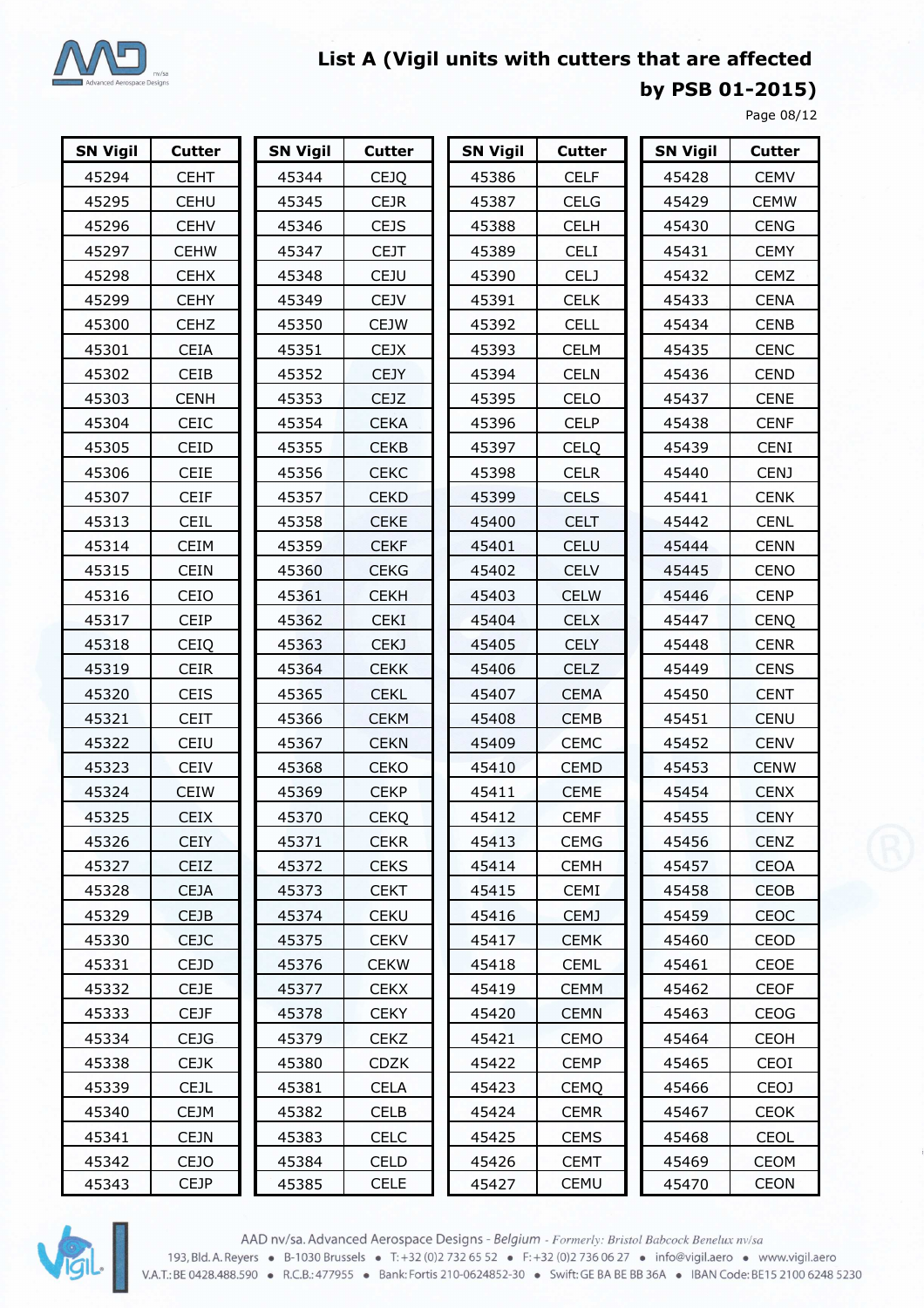## List A (Vigil units with cutters that are affected by PSB 01-2015)

Page 08/12

| SN Vigil | Cutter | SN Vigil | Cutter | SN Vigil | Cutter | SN Vigil | Cutter |
|---|---|---|---|---|---|---|---|
| 45294 | CEHT | 45344 | CEJQ | 45386 | CELF | 45428 | CEMV |
| 45295 | CEHU | 45345 | CEJR | 45387 | CELG | 45429 | CEMW |
| 45296 | CEHV | 45346 | CEJS | 45388 | CELH | 45430 | CENG |
| 45297 | CEHW | 45347 | CEJT | 45389 | CELI | 45431 | CEMY |
| 45298 | CEHX | 45348 | CEJU | 45390 | CELJ | 45432 | CEMZ |
| 45299 | CEHY | 45349 | CEJV | 45391 | CELK | 45433 | CENA |
| 45300 | CEHZ | 45350 | CEJW | 45392 | CELL | 45434 | CENB |
| 45301 | CEIA | 45351 | CEJX | 45393 | CELM | 45435 | CENC |
| 45302 | CEIB | 45352 | CEJY | 45394 | CELN | 45436 | CEND |
| 45303 | CENH | 45353 | CEJZ | 45395 | CELO | 45437 | CENE |
| 45304 | CEIC | 45354 | CEKA | 45396 | CELP | 45438 | CENF |
| 45305 | CEID | 45355 | CEKB | 45397 | CELQ | 45439 | CENI |
| 45306 | CEIE | 45356 | CEKC | 45398 | CELR | 45440 | CENJ |
| 45307 | CEIF | 45357 | CEKD | 45399 | CELS | 45441 | CENK |
| 45313 | CEIL | 45358 | CEKE | 45400 | CELT | 45442 | CENL |
| 45314 | CEIM | 45359 | CEKF | 45401 | CELU | 45444 | CENN |
| 45315 | CEIN | 45360 | CEKG | 45402 | CELV | 45445 | CENO |
| 45316 | CEIO | 45361 | CEKH | 45403 | CELW | 45446 | CENP |
| 45317 | CEIP | 45362 | CEKI | 45404 | CELX | 45447 | CENQ |
| 45318 | CEIQ | 45363 | CEKJ | 45405 | CELY | 45448 | CENR |
| 45319 | CEIR | 45364 | CEKK | 45406 | CELZ | 45449 | CENS |
| 45320 | CEIS | 45365 | CEKL | 45407 | CEMA | 45450 | CENT |
| 45321 | CEIT | 45366 | CEKM | 45408 | CEMB | 45451 | CENU |
| 45322 | CEIU | 45367 | CEKN | 45409 | CEMC | 45452 | CENV |
| 45323 | CEIV | 45368 | CEKO | 45410 | CEMD | 45453 | CENW |
| 45324 | CEIW | 45369 | CEKP | 45411 | CEME | 45454 | CENX |
| 45325 | CEIX | 45370 | CEKQ | 45412 | CEMF | 45455 | CENY |
| 45326 | CEIY | 45371 | CEKR | 45413 | CEMG | 45456 | CENZ |
| 45327 | CEIZ | 45372 | CEKS | 45414 | CEMH | 45457 | CEOA |
| 45328 | CEJA | 45373 | CEKT | 45415 | CEMI | 45458 | CEOB |
| 45329 | CEJB | 45374 | CEKU | 45416 | CEMJ | 45459 | CEOC |
| 45330 | CEJC | 45375 | CEKV | 45417 | CEMK | 45460 | CEOD |
| 45331 | CEJD | 45376 | CEKW | 45418 | CEML | 45461 | CEOE |
| 45332 | CEJE | 45377 | CEKX | 45419 | CEMM | 45462 | CEOF |
| 45333 | CEJF | 45378 | CEKY | 45420 | CEMN | 45463 | CEOG |
| 45334 | CEJG | 45379 | CEKZ | 45421 | CEMO | 45464 | CEOH |
| 45338 | CEJK | 45380 | CDZK | 45422 | CEMP | 45465 | CEOI |
| 45339 | CEJL | 45381 | CELA | 45423 | CEMQ | 45466 | CEOJ |
| 45340 | CEJM | 45382 | CELB | 45424 | CEMR | 45467 | CEOK |
| 45341 | CEJN | 45383 | CELC | 45425 | CEMS | 45468 | CEOL |
| 45342 | CEJO | 45384 | CELD | 45426 | CEMT | 45469 | CEOM |
| 45343 | CEJP | 45385 | CELE | 45427 | CEMU | 45470 | CEON |

AAD nv/sa. Advanced Aerospace Designs - *Belgium* - *Formerly: Bristol Babcock Benelux nv/sa*
193, Bld. A. Reyers • B-1030 Brussels • T: +32 (0)2 732 65 52 • F: +32 (0)2 736 06 27 • info@vigil.aero • www.vigil.aero
V.A.T.: BE 0428.488.590 • R.C.B.: 477955 • Bank: Fortis 210-0624852-30 • Swift: GE BA BE BB 36A • IBAN Code: BE15 2100 6248 5230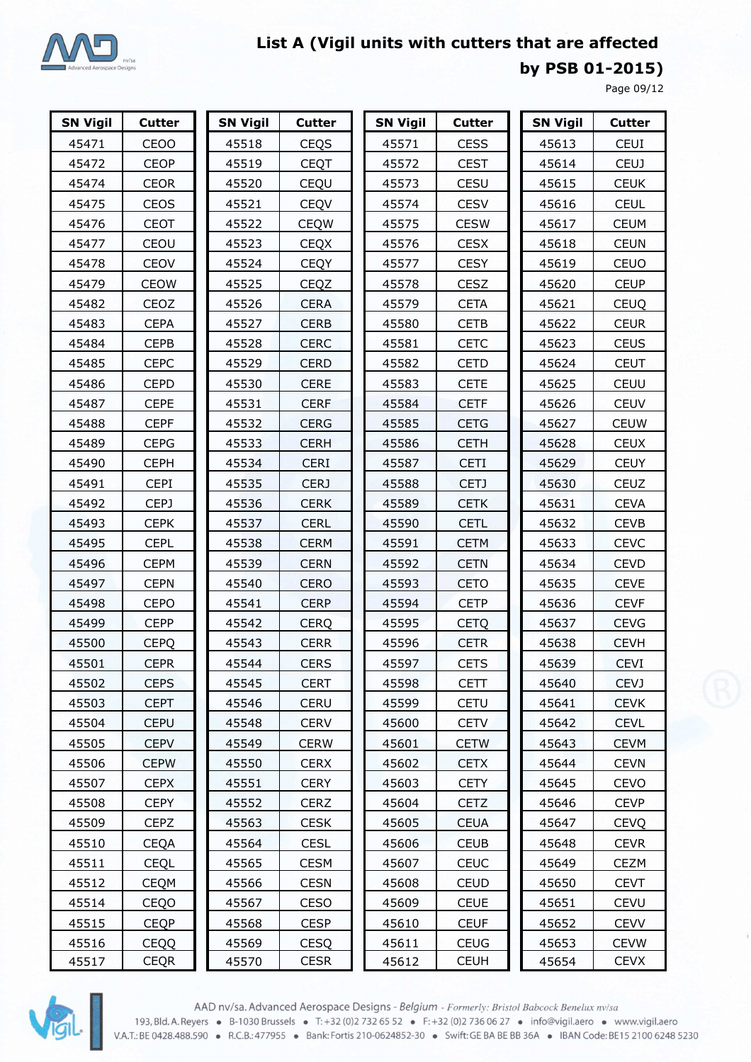# List A (Vigil units with cutters that are affected by PSB 01-2015)

Page 09/12

| SN Vigil | Cutter | SN Vigil | Cutter | SN Vigil | Cutter | SN Vigil | Cutter |
|---|---|---|---|---|---|---|---|
| 45471 | CEOO | 45518 | CEQS | 45571 | CESS | 45613 | CEUI |
| 45472 | CEOP | 45519 | CEQT | 45572 | CEST | 45614 | CEUJ |
| 45474 | CEOR | 45520 | CEQU | 45573 | CESU | 45615 | CEUK |
| 45475 | CEOS | 45521 | CEQV | 45574 | CESV | 45616 | CEUL |
| 45476 | CEOT | 45522 | CEQW | 45575 | CESW | 45617 | CEUM |
| 45477 | CEOU | 45523 | CEQX | 45576 | CESX | 45618 | CEUN |
| 45478 | CEOV | 45524 | CEQY | 45577 | CESY | 45619 | CEUO |
| 45479 | CEOW | 45525 | CEQZ | 45578 | CESZ | 45620 | CEUP |
| 45482 | CEOZ | 45526 | CERA | 45579 | CETA | 45621 | CEUQ |
| 45483 | CEPA | 45527 | CERB | 45580 | CETB | 45622 | CEUR |
| 45484 | CEPB | 45528 | CERC | 45581 | CETC | 45623 | CEUS |
| 45485 | CEPC | 45529 | CERD | 45582 | CETD | 45624 | CEUT |
| 45486 | CEPD | 45530 | CERE | 45583 | CETE | 45625 | CEUU |
| 45487 | CEPE | 45531 | CERF | 45584 | CETF | 45626 | CEUV |
| 45488 | CEPF | 45532 | CERG | 45585 | CETG | 45627 | CEUW |
| 45489 | CEPG | 45533 | CERH | 45586 | CETH | 45628 | CEUX |
| 45490 | CEPH | 45534 | CERI | 45587 | CETI | 45629 | CEUY |
| 45491 | CEPI | 45535 | CERJ | 45588 | CETJ | 45630 | CEUZ |
| 45492 | CEPJ | 45536 | CERK | 45589 | CETK | 45631 | CEVA |
| 45493 | CEPK | 45537 | CERL | 45590 | CETL | 45632 | CEVB |
| 45495 | CEPL | 45538 | CERM | 45591 | CETM | 45633 | CEVC |
| 45496 | CEPM | 45539 | CERN | 45592 | CETN | 45634 | CEVD |
| 45497 | CEPN | 45540 | CERO | 45593 | CETO | 45635 | CEVE |
| 45498 | CEPO | 45541 | CERP | 45594 | CETP | 45636 | CEVF |
| 45499 | CEPP | 45542 | CERQ | 45595 | CETQ | 45637 | CEVG |
| 45500 | CEPQ | 45543 | CERR | 45596 | CETR | 45638 | CEVH |
| 45501 | CEPR | 45544 | CERS | 45597 | CETS | 45639 | CEVI |
| 45502 | CEPS | 45545 | CERT | 45598 | CETT | 45640 | CEVJ |
| 45503 | CEPT | 45546 | CERU | 45599 | CETU | 45641 | CEVK |
| 45504 | CEPU | 45548 | CERV | 45600 | CETV | 45642 | CEVL |
| 45505 | CEPV | 45549 | CERW | 45601 | CETW | 45643 | CEVM |
| 45506 | CEPW | 45550 | CERX | 45602 | CETX | 45644 | CEVN |
| 45507 | CEPX | 45551 | CERY | 45603 | CETY | 45645 | CEVO |
| 45508 | CEPY | 45552 | CERZ | 45604 | CETZ | 45646 | CEVP |
| 45509 | CEPZ | 45563 | CESK | 45605 | CEUA | 45647 | CEVQ |
| 45510 | CEQA | 45564 | CESL | 45606 | CEUB | 45648 | CEVR |
| 45511 | CEQL | 45565 | CESM | 45607 | CEUC | 45649 | CEZM |
| 45512 | CEQM | 45566 | CESN | 45608 | CEUD | 45650 | CEVT |
| 45514 | CEQO | 45567 | CESO | 45609 | CEUE | 45651 | CEVU |
| 45515 | CEQP | 45568 | CESP | 45610 | CEUF | 45652 | CEVV |
| 45516 | CEQQ | 45569 | CESQ | 45611 | CEUG | 45653 | CEVW |
| 45517 | CEQR | 45570 | CESR | 45612 | CEUH | 45654 | CEVX |

AAD nv/sa. Advanced Aerospace Designs - *Belgium* - *Formerly: Bristol Babcock Benelux nv/sa*
193, Bld. A. Reyers • B-1030 Brussels • T: +32 (0)2 732 65 52 • F: +32 (0)2 736 06 27 • info@vigil.aero • www.vigil.aero
V.A.T.: BE 0428.488.590 • R.C.B.: 477955 • Bank: Fortis 210-0624852-30 • Swift: GE BA BE BB 36A • IBAN Code: BE15 2100 6248 5230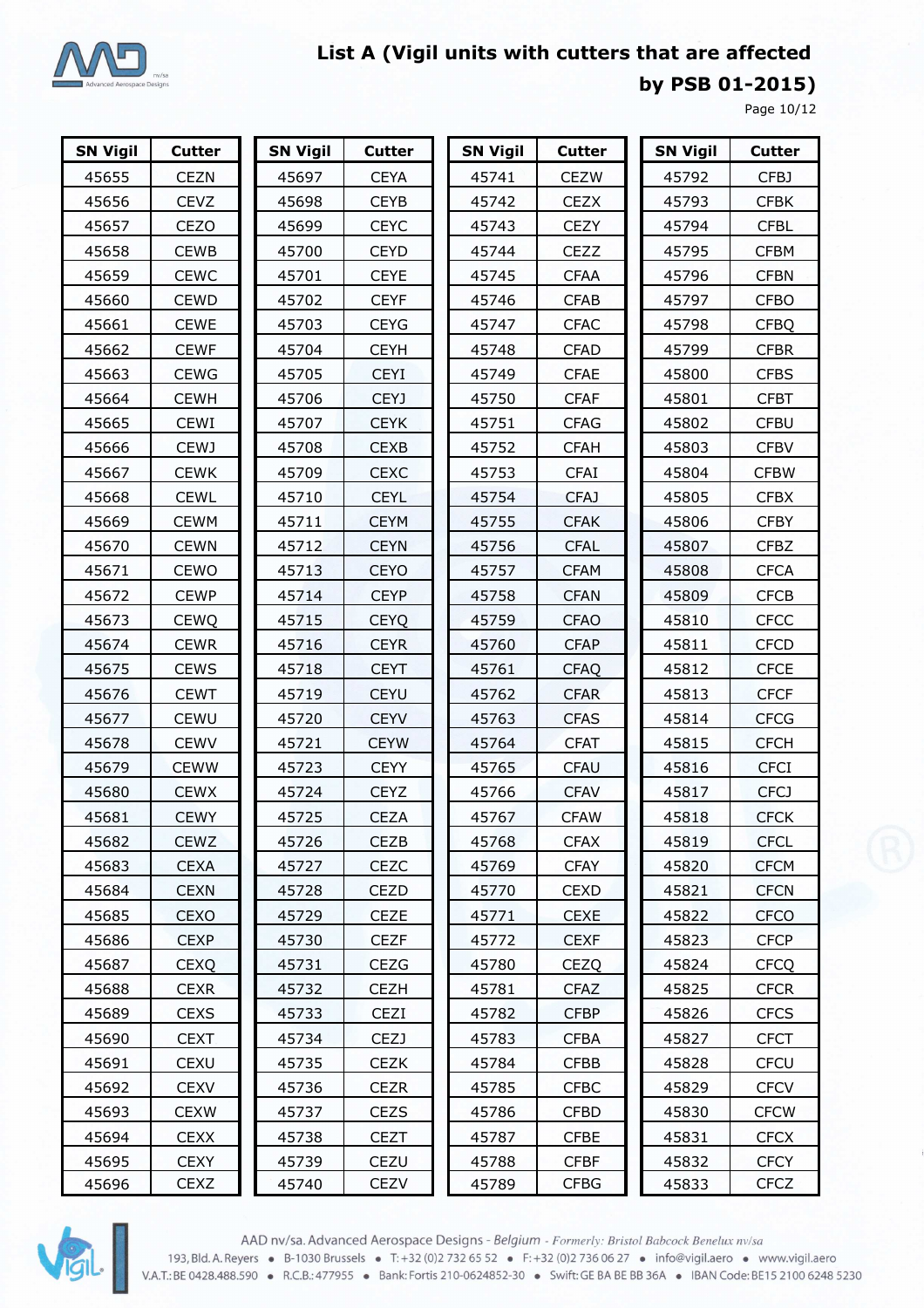## List A (Vigil units with cutters that are affected by PSB 01-2015)

| SN Vigil | Cutter | SN Vigil | Cutter | SN Vigil | Cutter | SN Vigil | Cutter |
|---|---|---|---|---|---|---|---|
| 45655 | CEZN | 45697 | CEYA | 45741 | CEZW | 45792 | CFBJ |
| 45656 | CEVZ | 45698 | CEYB | 45742 | CEZX | 45793 | CFBK |
| 45657 | CEZO | 45699 | CEYC | 45743 | CEZY | 45794 | CFBL |
| 45658 | CEWB | 45700 | CEYD | 45744 | CEZZ | 45795 | CFBM |
| 45659 | CEWC | 45701 | CEYE | 45745 | CFAA | 45796 | CFBN |
| 45660 | CEWD | 45702 | CEYF | 45746 | CFAB | 45797 | CFBO |
| 45661 | CEWE | 45703 | CEYG | 45747 | CFAC | 45798 | CFBQ |
| 45662 | CEWF | 45704 | CEYH | 45748 | CFAD | 45799 | CFBR |
| 45663 | CEWG | 45705 | CEYI | 45749 | CFAE | 45800 | CFBS |
| 45664 | CEWH | 45706 | CEYJ | 45750 | CFAF | 45801 | CFBT |
| 45665 | CEWI | 45707 | CEYK | 45751 | CFAG | 45802 | CFBU |
| 45666 | CEWJ | 45708 | CEXB | 45752 | CFAH | 45803 | CFBV |
| 45667 | CEWK | 45709 | CEXC | 45753 | CFAI | 45804 | CFBW |
| 45668 | CEWL | 45710 | CEYL | 45754 | CFAJ | 45805 | CFBX |
| 45669 | CEWM | 45711 | CEYM | 45755 | CFAK | 45806 | CFBY |
| 45670 | CEWN | 45712 | CEYN | 45756 | CFAL | 45807 | CFBZ |
| 45671 | CEWO | 45713 | CEYO | 45757 | CFAM | 45808 | CFCA |
| 45672 | CEWP | 45714 | CEYP | 45758 | CFAN | 45809 | CFCB |
| 45673 | CEWQ | 45715 | CEYQ | 45759 | CFAO | 45810 | CFCC |
| 45674 | CEWR | 45716 | CEYR | 45760 | CFAP | 45811 | CFCD |
| 45675 | CEWS | 45718 | CEYT | 45761 | CFAQ | 45812 | CFCE |
| 45676 | CEWT | 45719 | CEYU | 45762 | CFAR | 45813 | CFCF |
| 45677 | CEWU | 45720 | CEYV | 45763 | CFAS | 45814 | CFCG |
| 45678 | CEWV | 45721 | CEYW | 45764 | CFAT | 45815 | CFCH |
| 45679 | CEWW | 45723 | CEYY | 45765 | CFAU | 45816 | CFCI |
| 45680 | CEWX | 45724 | CEYZ | 45766 | CFAV | 45817 | CFCJ |
| 45681 | CEWY | 45725 | CEZA | 45767 | CFAW | 45818 | CFCK |
| 45682 | CEWZ | 45726 | CEZB | 45768 | CFAX | 45819 | CFCL |
| 45683 | CEXA | 45727 | CEZC | 45769 | CFAY | 45820 | CFCM |
| 45684 | CEXN | 45728 | CEZD | 45770 | CEXD | 45821 | CFCN |
| 45685 | CEXO | 45729 | CEZE | 45771 | CEXE | 45822 | CFCO |
| 45686 | CEXP | 45730 | CEZF | 45772 | CEXF | 45823 | CFCP |
| 45687 | CEXQ | 45731 | CEZG | 45780 | CEZQ | 45824 | CFCQ |
| 45688 | CEXR | 45732 | CEZH | 45781 | CFAZ | 45825 | CFCR |
| 45689 | CEXS | 45733 | CEZI | 45782 | CFBP | 45826 | CFCS |
| 45690 | CEXT | 45734 | CEZJ | 45783 | CFBA | 45827 | CFCT |
| 45691 | CEXU | 45735 | CEZK | 45784 | CFBB | 45828 | CFCU |
| 45692 | CEXV | 45736 | CEZR | 45785 | CFBC | 45829 | CFCV |
| 45693 | CEXW | 45737 | CEZS | 45786 | CFBD | 45830 | CFCW |
| 45694 | CEXX | 45738 | CEZT | 45787 | CFBE | 45831 | CFCX |
| 45695 | CEXY | 45739 | CEZU | 45788 | CFBF | 45832 | CFCY |
| 45696 | CEXZ | 45740 | CEZV | 45789 | CFBG | 45833 | CFCZ |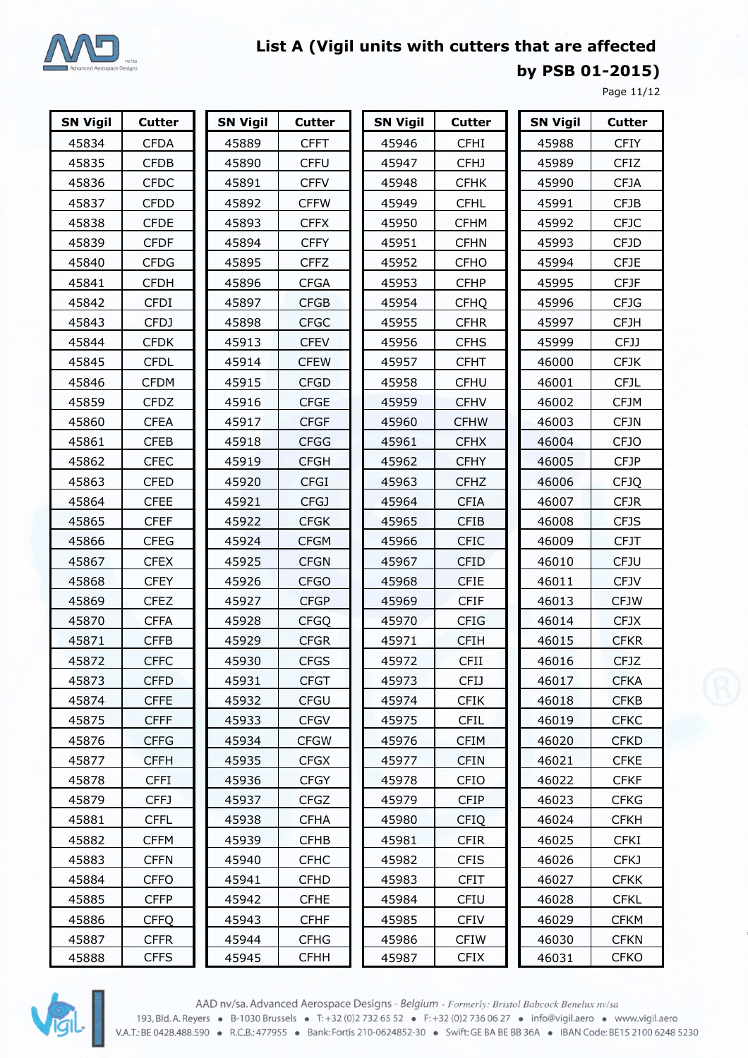## List A (Vigil units with cutters that are affected by PSB 01-2015)

| SN Vigil | Cutter | SN Vigil | Cutter | SN Vigil | Cutter | SN Vigil | Cutter |
|---|---|---|---|---|---|---|---|
| 45834 | CFDA | 45889 | CFFT | 45946 | CFHI | 45988 | CFIY |
| 45835 | CFDB | 45890 | CFFU | 45947 | CFHJ | 45989 | CFIZ |
| 45836 | CFDC | 45891 | CFFV | 45948 | CFHK | 45990 | CFJA |
| 45837 | CFDD | 45892 | CFFW | 45949 | CFHL | 45991 | CFJB |
| 45838 | CFDE | 45893 | CFFX | 45950 | CFHM | 45992 | CFJC |
| 45839 | CFDF | 45894 | CFFY | 45951 | CFHN | 45993 | CFJD |
| 45840 | CFDG | 45895 | CFFZ | 45952 | CFHO | 45994 | CFJE |
| 45841 | CFDH | 45896 | CFGA | 45953 | CFHP | 45995 | CFJF |
| 45842 | CFDI | 45897 | CFGB | 45954 | CFHQ | 45996 | CFJG |
| 45843 | CFDJ | 45898 | CFGC | 45955 | CFHR | 45997 | CFJH |
| 45844 | CFDK | 45913 | CFEV | 45956 | CFHS | 45999 | CFJJ |
| 45845 | CFDL | 45914 | CFEW | 45957 | CFHT | 46000 | CFJK |
| 45846 | CFDM | 45915 | CFGD | 45958 | CFHU | 46001 | CFJL |
| 45859 | CFDZ | 45916 | CFGE | 45959 | CFHV | 46002 | CFJM |
| 45860 | CFEA | 45917 | CFGF | 45960 | CFHW | 46003 | CFJN |
| 45861 | CFEB | 45918 | CFGG | 45961 | CFHX | 46004 | CFJO |
| 45862 | CFEC | 45919 | CFGH | 45962 | CFHY | 46005 | CFJP |
| 45863 | CFED | 45920 | CFGI | 45963 | CFHZ | 46006 | CFJQ |
| 45864 | CFEE | 45921 | CFGJ | 45964 | CFIA | 46007 | CFJR |
| 45865 | CFEF | 45922 | CFGK | 45965 | CFIB | 46008 | CFJS |
| 45866 | CFEG | 45924 | CFGM | 45966 | CFIC | 46009 | CFJT |
| 45867 | CFEX | 45925 | CFGN | 45967 | CFID | 46010 | CFJU |
| 45868 | CFEY | 45926 | CFGO | 45968 | CFIE | 46011 | CFJV |
| 45869 | CFEZ | 45927 | CFGP | 45969 | CFIF | 46013 | CFJW |
| 45870 | CFFA | 45928 | CFGQ | 45970 | CFIG | 46014 | CFJX |
| 45871 | CFFB | 45929 | CFGR | 45971 | CFIH | 46015 | CFKR |
| 45872 | CFFC | 45930 | CFGS | 45972 | CFII | 46016 | CFJZ |
| 45873 | CFFD | 45931 | CFGT | 45973 | CFIJ | 46017 | CFKA |
| 45874 | CFFE | 45932 | CFGU | 45974 | CFIK | 46018 | CFKB |
| 45875 | CFFF | 45933 | CFGV | 45975 | CFIL | 46019 | CFKC |
| 45876 | CFFG | 45934 | CFGW | 45976 | CFIM | 46020 | CFKD |
| 45877 | CFFH | 45935 | CFGX | 45977 | CFIN | 46021 | CFKE |
| 45878 | CFFI | 45936 | CFGY | 45978 | CFIO | 46022 | CFKF |
| 45879 | CFFJ | 45937 | CFGZ | 45979 | CFIP | 46023 | CFKG |
| 45881 | CFFL | 45938 | CFHA | 45980 | CFIQ | 46024 | CFKH |
| 45882 | CFFM | 45939 | CFHB | 45981 | CFIR | 46025 | CFKI |
| 45883 | CFFN | 45940 | CFHC | 45982 | CFIS | 46026 | CFKJ |
| 45884 | CFFO | 45941 | CFHD | 45983 | CFIT | 46027 | CFKK |
| 45885 | CFFP | 45942 | CFHE | 45984 | CFIU | 46028 | CFKL |
| 45886 | CFFQ | 45943 | CFHF | 45985 | CFIV | 46029 | CFKM |
| 45887 | CFFR | 45944 | CFHG | 45986 | CFIW | 46030 | CFKN |
| 45888 | CFFS | 45945 | CFHH | 45987 | CFIX | 46031 | CFKO |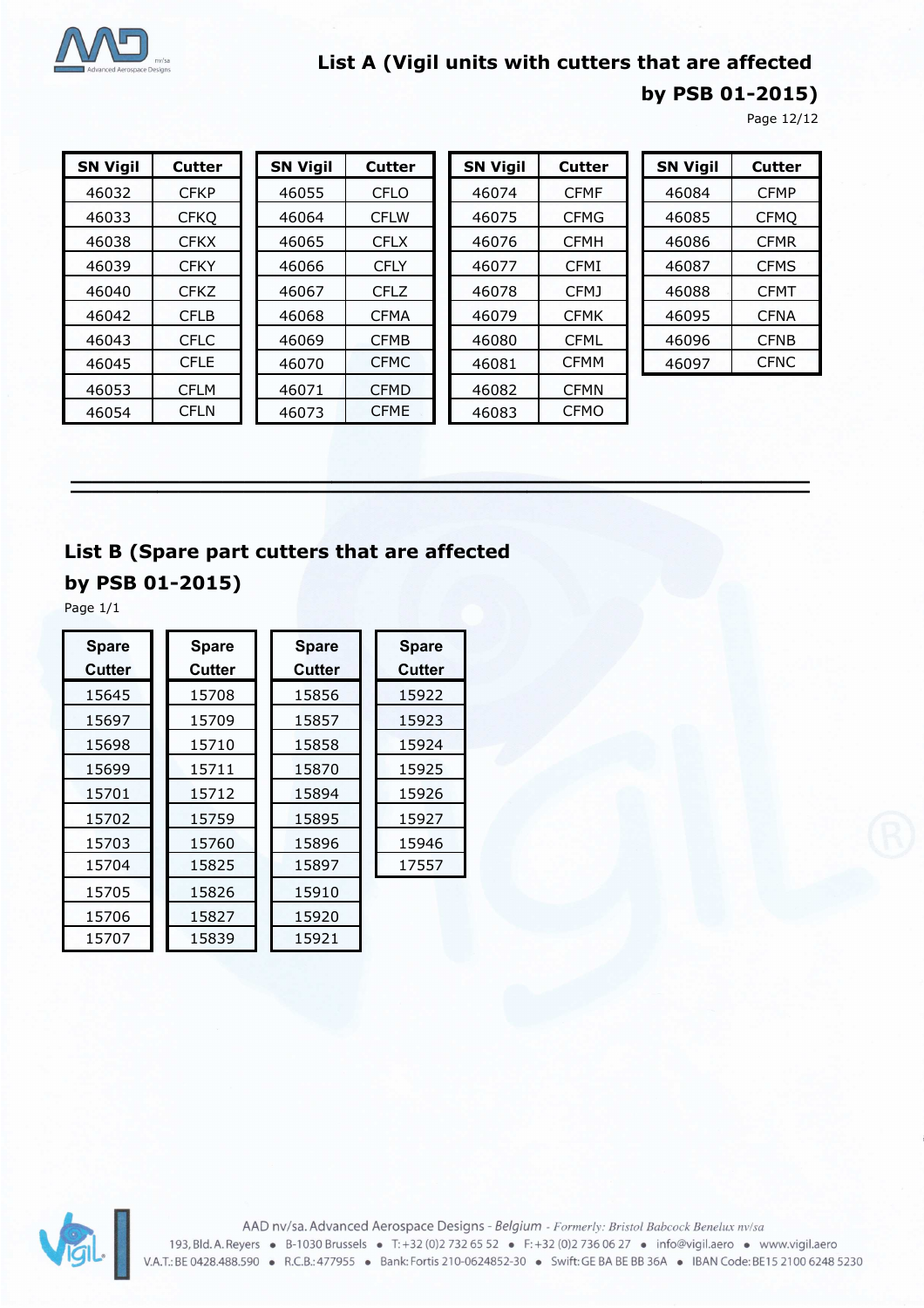## List A (Vigil units with cutters that are affected by PSB 01-2015)

Page 12/12

| SN Vigil | Cutter |
|---|---|
| 46032 | CFKP |
| 46033 | CFKQ |
| 46038 | CFKX |
| 46039 | CFKY |
| 46040 | CFKZ |
| 46042 | CFLB |
| 46043 | CFLC |
| 46045 | CFLE |
| 46053 | CFLM |
| 46054 | CFLN |

| SN Vigil | Cutter |
|---|---|
| 46055 | CFLO |
| 46064 | CFLW |
| 46065 | CFLX |
| 46066 | CFLY |
| 46067 | CFLZ |
| 46068 | CFMA |
| 46069 | CFMB |
| 46070 | CFMC |
| 46071 | CFMD |
| 46073 | CFME |

| SN Vigil | Cutter |
|---|---|
| 46074 | CFMF |
| 46075 | CFMG |
| 46076 | CFMH |
| 46077 | CFMI |
| 46078 | CFMJ |
| 46079 | CFMK |
| 46080 | CFML |
| 46081 | CFMM |
| 46082 | CFMN |
| 46083 | CFMO |

| SN Vigil | Cutter |
|---|---|
| 46084 | CFMP |
| 46085 | CFMQ |
| 46086 | CFMR |
| 46087 | CFMS |
| 46088 | CFMT |
| 46095 | CFNA |
| 46096 | CFNB |
| 46097 | CFNC |

---

## List B (Spare part cutters that are affected by PSB 01-2015)

Page 1/1

| Spare Cutter | Spare Cutter | Spare Cutter | Spare Cutter |
|---|---|---|---|
| 15645 | 15708 | 15856 | 15922 |
| 15697 | 15709 | 15857 | 15923 |
| 15698 | 15710 | 15858 | 15924 |
| 15699 | 15711 | 15870 | 15925 |
| 15701 | 15712 | 15894 | 15926 |
| 15702 | 15759 | 15895 | 15927 |
| 15703 | 15760 | 15896 | 15946 |
| 15704 | 15825 | 15897 | 17557 |
| 15705 | 15826 | 15910 | |
| 15706 | 15827 | 15920 | |
| 15707 | 15839 | 15921 | |

AAD nv/sa. Advanced Aerospace Designs - Belgium - *Formerly: Bristol Babcock Benelux nv/sa*
193, Bld. A. Reyers • B-1030 Brussels • T: +32 (0)2 732 65 52 • F: +32 (0)2 736 06 27 • info@vigil.aero • www.vigil.aero
V.A.T.: BE 0428.488.590 • R.C.B.: 477955 • Bank: Fortis 210-0624852-30 • Swift: GE BA BE BB 36A • IBAN Code: BE15 2100 6248 5230